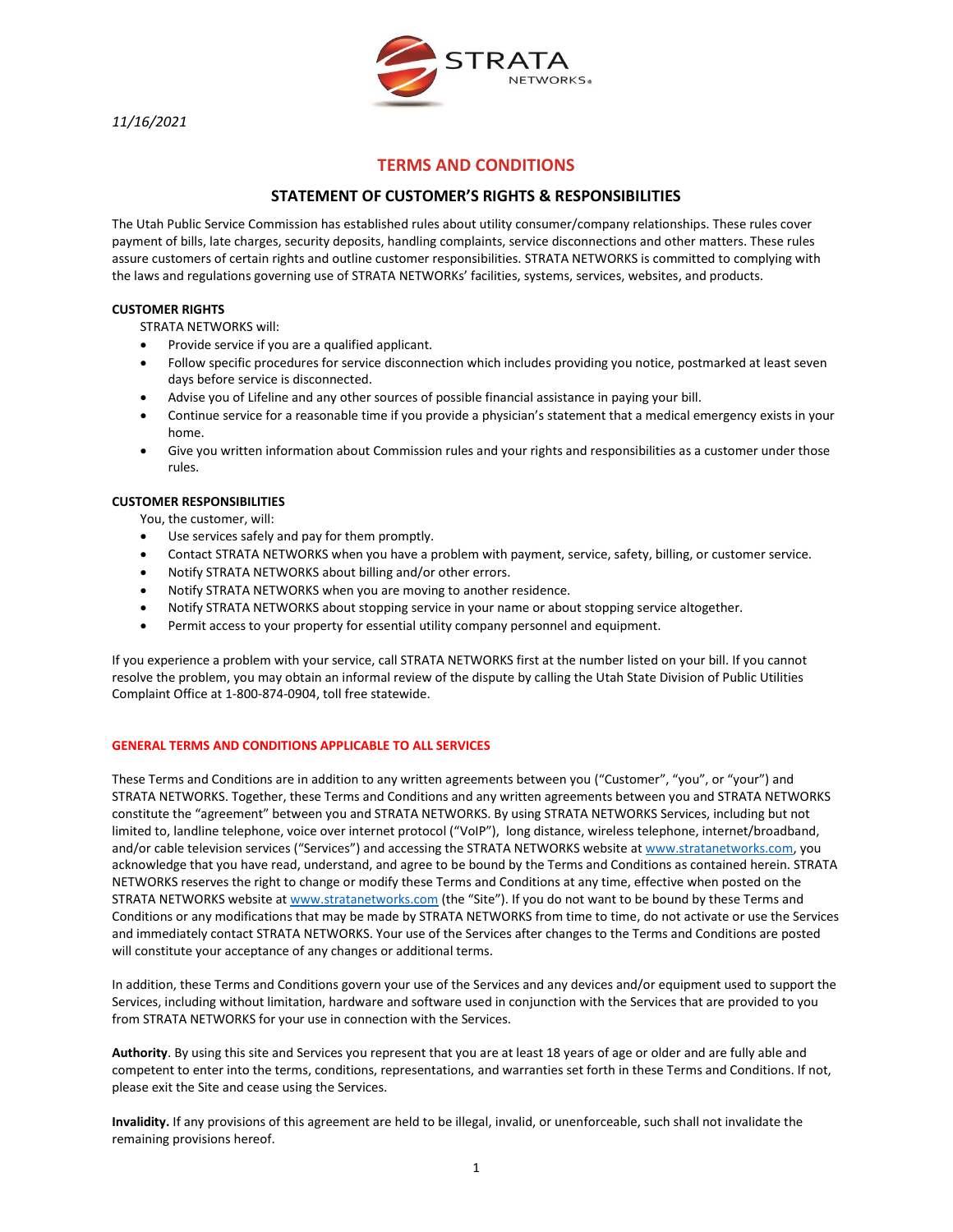*11/16/2021*

# TERMS AND CONDITIONS

## STATEMENT OF CUSTOMER'S RIGHTS & RESPONSIBILITIES

The Utah Public Service Commission has established rules about utility consumer/company relationships. These rules cover payment of bills, late charges, security deposits, handling complaints, service disconnections and other matters. These rules assure customers of certain rights and outline customer responsibilities. STRATA NETWORKS is committed to complying with the laws and regulations governing use of STRATA NETWORKs' facilities, systems, services, websites, and products.

**CUSTOMER RIGHTS**

STRATA NETWORKS will:

- Provide service if you are a qualified applicant.
- Follow specific procedures for service disconnection which includes providing you notice, postmarked at least seven days before service is disconnected.
- Advise you of Lifeline and any other sources of possible financial assistance in paying your bill.
- Continue service for a reasonable time if you provide a physician's statement that a medical emergency exists in your home.
- Give you written information about Commission rules and your rights and responsibilities as a customer under those rules.

**CUSTOMER RESPONSIBILITIES**

You, the customer, will:

- Use services safely and pay for them promptly.
- Contact STRATA NETWORKS when you have a problem with payment, service, safety, billing, or customer service.
- Notify STRATA NETWORKS about billing and/or other errors.
- Notify STRATA NETWORKS when you are moving to another residence.
- Notify STRATA NETWORKS about stopping service in your name or about stopping service altogether.
- Permit access to your property for essential utility company personnel and equipment.

If you experience a problem with your service, call STRATA NETWORKS first at the number listed on your bill. If you cannot resolve the problem, you may obtain an informal review of the dispute by calling the Utah State Division of Public Utilities Complaint Office at 1-800-874-0904, toll free statewide.

### GENERAL TERMS AND CONDITIONS APPLICABLE TO ALL SERVICES

These Terms and Conditions are in addition to any written agreements between you ("Customer", "you", or "your") and STRATA NETWORKS. Together, these Terms and Conditions and any written agreements between you and STRATA NETWORKS constitute the "agreement" between you and STRATA NETWORKS. By using STRATA NETWORKS Services, including but not limited to, landline telephone, voice over internet protocol ("VoIP"), long distance, wireless telephone, internet/broadband, and/or cable television services ("Services") and accessing the STRATA NETWORKS website at www.stratanetworks.com, you acknowledge that you have read, understand, and agree to be bound by the Terms and Conditions as contained herein. STRATA NETWORKS reserves the right to change or modify these Terms and Conditions at any time, effective when posted on the STRATA NETWORKS website at www.stratanetworks.com (the "Site"). If you do not want to be bound by these Terms and Conditions or any modifications that may be made by STRATA NETWORKS from time to time, do not activate or use the Services and immediately contact STRATA NETWORKS. Your use of the Services after changes to the Terms and Conditions are posted will constitute your acceptance of any changes or additional terms.

In addition, these Terms and Conditions govern your use of the Services and any devices and/or equipment used to support the Services, including without limitation, hardware and software used in conjunction with the Services that are provided to you from STRATA NETWORKS for your use in connection with the Services.

**Authority**. By using this site and Services you represent that you are at least 18 years of age or older and are fully able and competent to enter into the terms, conditions, representations, and warranties set forth in these Terms and Conditions. If not, please exit the Site and cease using the Services.

**Invalidity.** If any provisions of this agreement are held to be illegal, invalid, or unenforceable, such shall not invalidate the remaining provisions hereof.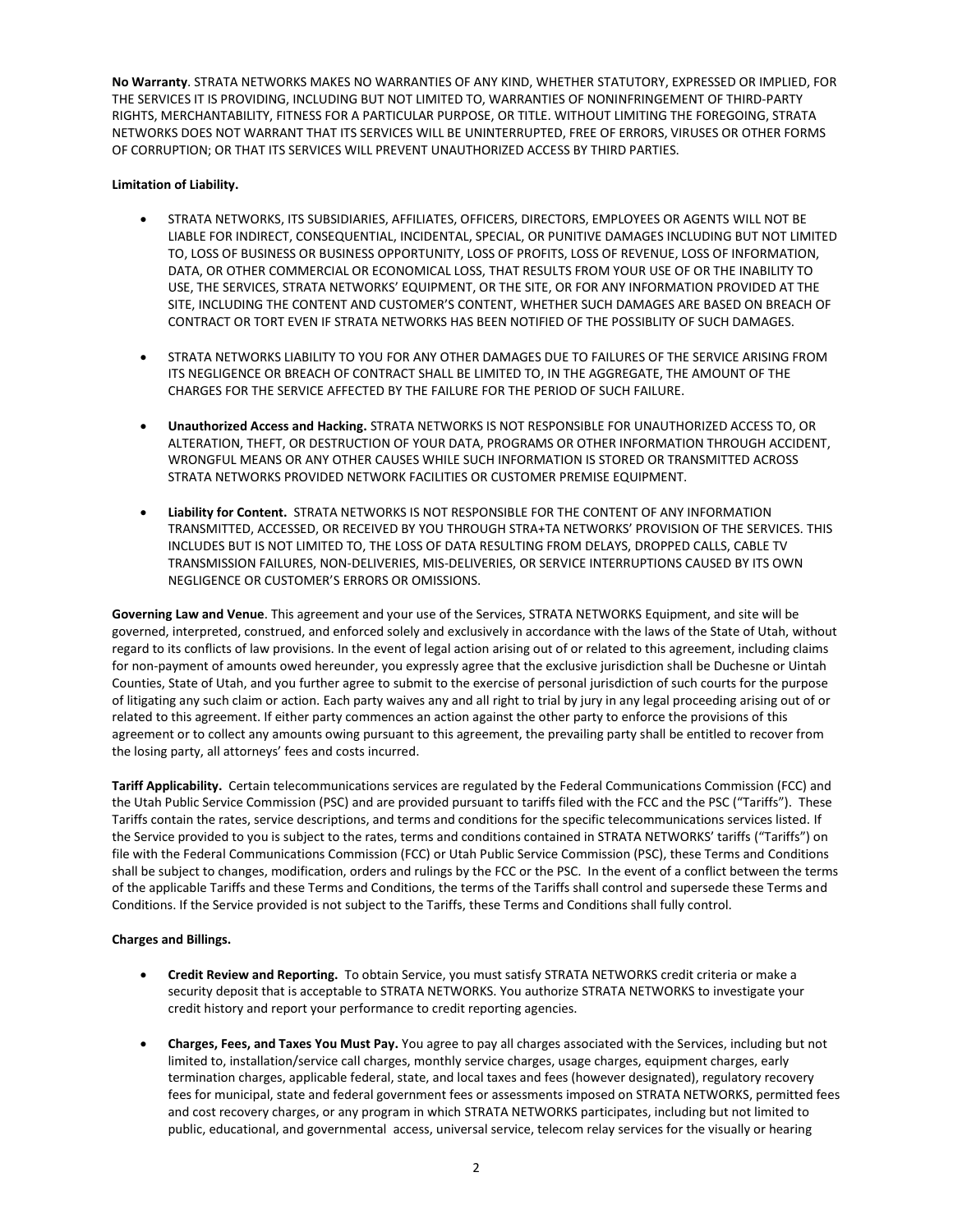**No Warranty**. STRATA NETWORKS MAKES NO WARRANTIES OF ANY KIND, WHETHER STATUTORY, EXPRESSED OR IMPLIED, FOR THE SERVICES IT IS PROVIDING, INCLUDING BUT NOT LIMITED TO, WARRANTIES OF NONINFRINGEMENT OF THIRD-PARTY RIGHTS, MERCHANTABILITY, FITNESS FOR A PARTICULAR PURPOSE, OR TITLE. WITHOUT LIMITING THE FOREGOING, STRATA NETWORKS DOES NOT WARRANT THAT ITS SERVICES WILL BE UNINTERRUPTED, FREE OF ERRORS, VIRUSES OR OTHER FORMS OF CORRUPTION; OR THAT ITS SERVICES WILL PREVENT UNAUTHORIZED ACCESS BY THIRD PARTIES.

**Limitation of Liability.**

- STRATA NETWORKS, ITS SUBSIDIARIES, AFFILIATES, OFFICERS, DIRECTORS, EMPLOYEES OR AGENTS WILL NOT BE LIABLE FOR INDIRECT, CONSEQUENTIAL, INCIDENTAL, SPECIAL, OR PUNITIVE DAMAGES INCLUDING BUT NOT LIMITED TO, LOSS OF BUSINESS OR BUSINESS OPPORTUNITY, LOSS OF PROFITS, LOSS OF REVENUE, LOSS OF INFORMATION, DATA, OR OTHER COMMERCIAL OR ECONOMICAL LOSS, THAT RESULTS FROM YOUR USE OF OR THE INABILITY TO USE, THE SERVICES, STRATA NETWORKS' EQUIPMENT, OR THE SITE, OR FOR ANY INFORMATION PROVIDED AT THE SITE, INCLUDING THE CONTENT AND CUSTOMER'S CONTENT, WHETHER SUCH DAMAGES ARE BASED ON BREACH OF CONTRACT OR TORT EVEN IF STRATA NETWORKS HAS BEEN NOTIFIED OF THE POSSIBLITY OF SUCH DAMAGES.

- STRATA NETWORKS LIABILITY TO YOU FOR ANY OTHER DAMAGES DUE TO FAILURES OF THE SERVICE ARISING FROM ITS NEGLIGENCE OR BREACH OF CONTRACT SHALL BE LIMITED TO, IN THE AGGREGATE, THE AMOUNT OF THE CHARGES FOR THE SERVICE AFFECTED BY THE FAILURE FOR THE PERIOD OF SUCH FAILURE.

- **Unauthorized Access and Hacking.** STRATA NETWORKS IS NOT RESPONSIBLE FOR UNAUTHORIZED ACCESS TO, OR ALTERATION, THEFT, OR DESTRUCTION OF YOUR DATA, PROGRAMS OR OTHER INFORMATION THROUGH ACCIDENT, WRONGFUL MEANS OR ANY OTHER CAUSES WHILE SUCH INFORMATION IS STORED OR TRANSMITTED ACROSS STRATA NETWORKS PROVIDED NETWORK FACILITIES OR CUSTOMER PREMISE EQUIPMENT.

- **Liability for Content.** STRATA NETWORKS IS NOT RESPONSIBLE FOR THE CONTENT OF ANY INFORMATION TRANSMITTED, ACCESSED, OR RECEIVED BY YOU THROUGH STRA+TA NETWORKS' PROVISION OF THE SERVICES. THIS INCLUDES BUT IS NOT LIMITED TO, THE LOSS OF DATA RESULTING FROM DELAYS, DROPPED CALLS, CABLE TV TRANSMISSION FAILURES, NON-DELIVERIES, MIS-DELIVERIES, OR SERVICE INTERRUPTIONS CAUSED BY ITS OWN NEGLIGENCE OR CUSTOMER'S ERRORS OR OMISSIONS.

**Governing Law and Venue**. This agreement and your use of the Services, STRATA NETWORKS Equipment, and site will be governed, interpreted, construed, and enforced solely and exclusively in accordance with the laws of the State of Utah, without regard to its conflicts of law provisions. In the event of legal action arising out of or related to this agreement, including claims for non-payment of amounts owed hereunder, you expressly agree that the exclusive jurisdiction shall be Duchesne or Uintah Counties, State of Utah, and you further agree to submit to the exercise of personal jurisdiction of such courts for the purpose of litigating any such claim or action. Each party waives any and all right to trial by jury in any legal proceeding arising out of or related to this agreement. If either party commences an action against the other party to enforce the provisions of this agreement or to collect any amounts owing pursuant to this agreement, the prevailing party shall be entitled to recover from the losing party, all attorneys' fees and costs incurred.

**Tariff Applicability.** Certain telecommunications services are regulated by the Federal Communications Commission (FCC) and the Utah Public Service Commission (PSC) and are provided pursuant to tariffs filed with the FCC and the PSC ("Tariffs"). These Tariffs contain the rates, service descriptions, and terms and conditions for the specific telecommunications services listed. If the Service provided to you is subject to the rates, terms and conditions contained in STRATA NETWORKS' tariffs ("Tariffs") on file with the Federal Communications Commission (FCC) or Utah Public Service Commission (PSC), these Terms and Conditions shall be subject to changes, modification, orders and rulings by the FCC or the PSC. In the event of a conflict between the terms of the applicable Tariffs and these Terms and Conditions, the terms of the Tariffs shall control and supersede these Terms and Conditions. If the Service provided is not subject to the Tariffs, these Terms and Conditions shall fully control.

**Charges and Billings.**

- **Credit Review and Reporting.** To obtain Service, you must satisfy STRATA NETWORKS credit criteria or make a security deposit that is acceptable to STRATA NETWORKS. You authorize STRATA NETWORKS to investigate your credit history and report your performance to credit reporting agencies.

- **Charges, Fees, and Taxes You Must Pay.** You agree to pay all charges associated with the Services, including but not limited to, installation/service call charges, monthly service charges, usage charges, equipment charges, early termination charges, applicable federal, state, and local taxes and fees (however designated), regulatory recovery fees for municipal, state and federal government fees or assessments imposed on STRATA NETWORKS, permitted fees and cost recovery charges, or any program in which STRATA NETWORKS participates, including but not limited to public, educational, and governmental access, universal service, telecom relay services for the visually or hearing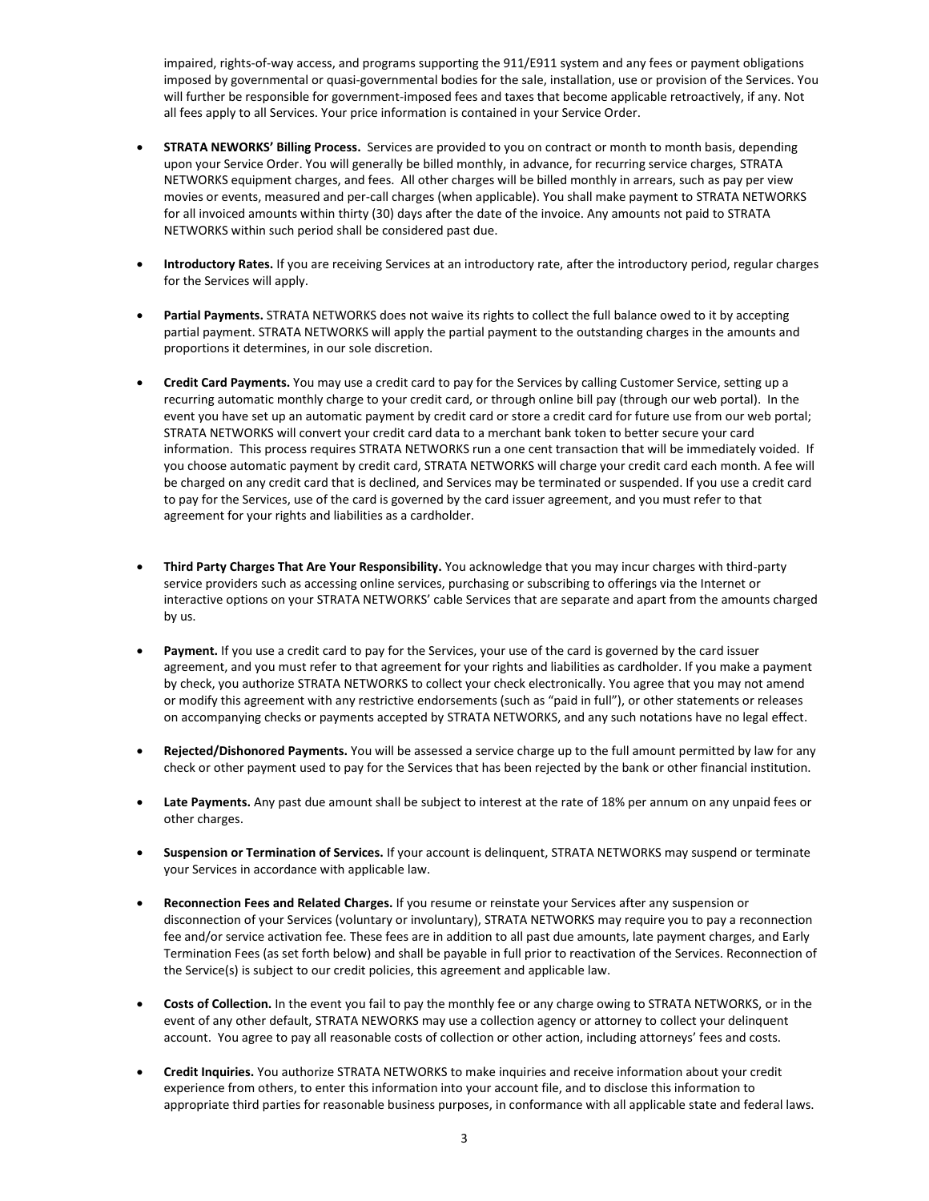impaired, rights-of-way access, and programs supporting the 911/E911 system and any fees or payment obligations imposed by governmental or quasi-governmental bodies for the sale, installation, use or provision of the Services. You will further be responsible for government-imposed fees and taxes that become applicable retroactively, if any. Not all fees apply to all Services. Your price information is contained in your Service Order.

- **STRATA NEWORKS' Billing Process.** Services are provided to you on contract or month to month basis, depending upon your Service Order. You will generally be billed monthly, in advance, for recurring service charges, STRATA NETWORKS equipment charges, and fees. All other charges will be billed monthly in arrears, such as pay per view movies or events, measured and per-call charges (when applicable). You shall make payment to STRATA NETWORKS for all invoiced amounts within thirty (30) days after the date of the invoice. Any amounts not paid to STRATA NETWORKS within such period shall be considered past due.

- **Introductory Rates.** If you are receiving Services at an introductory rate, after the introductory period, regular charges for the Services will apply.

- **Partial Payments.** STRATA NETWORKS does not waive its rights to collect the full balance owed to it by accepting partial payment. STRATA NETWORKS will apply the partial payment to the outstanding charges in the amounts and proportions it determines, in our sole discretion.

- **Credit Card Payments.** You may use a credit card to pay for the Services by calling Customer Service, setting up a recurring automatic monthly charge to your credit card, or through online bill pay (through our web portal). In the event you have set up an automatic payment by credit card or store a credit card for future use from our web portal; STRATA NETWORKS will convert your credit card data to a merchant bank token to better secure your card information. This process requires STRATA NETWORKS run a one cent transaction that will be immediately voided. If you choose automatic payment by credit card, STRATA NETWORKS will charge your credit card each month. A fee will be charged on any credit card that is declined, and Services may be terminated or suspended. If you use a credit card to pay for the Services, use of the card is governed by the card issuer agreement, and you must refer to that agreement for your rights and liabilities as a cardholder.

- **Third Party Charges That Are Your Responsibility.** You acknowledge that you may incur charges with third-party service providers such as accessing online services, purchasing or subscribing to offerings via the Internet or interactive options on your STRATA NETWORKS' cable Services that are separate and apart from the amounts charged by us.

- **Payment.** If you use a credit card to pay for the Services, your use of the card is governed by the card issuer agreement, and you must refer to that agreement for your rights and liabilities as cardholder. If you make a payment by check, you authorize STRATA NETWORKS to collect your check electronically. You agree that you may not amend or modify this agreement with any restrictive endorsements (such as "paid in full"), or other statements or releases on accompanying checks or payments accepted by STRATA NETWORKS, and any such notations have no legal effect.

- **Rejected/Dishonored Payments.** You will be assessed a service charge up to the full amount permitted by law for any check or other payment used to pay for the Services that has been rejected by the bank or other financial institution.

- **Late Payments.** Any past due amount shall be subject to interest at the rate of 18% per annum on any unpaid fees or other charges.

- **Suspension or Termination of Services.** If your account is delinquent, STRATA NETWORKS may suspend or terminate your Services in accordance with applicable law.

- **Reconnection Fees and Related Charges.** If you resume or reinstate your Services after any suspension or disconnection of your Services (voluntary or involuntary), STRATA NETWORKS may require you to pay a reconnection fee and/or service activation fee. These fees are in addition to all past due amounts, late payment charges, and Early Termination Fees (as set forth below) and shall be payable in full prior to reactivation of the Services. Reconnection of the Service(s) is subject to our credit policies, this agreement and applicable law.

- **Costs of Collection.** In the event you fail to pay the monthly fee or any charge owing to STRATA NETWORKS, or in the event of any other default, STRATA NEWORKS may use a collection agency or attorney to collect your delinquent account. You agree to pay all reasonable costs of collection or other action, including attorneys' fees and costs.

- **Credit Inquiries.** You authorize STRATA NETWORKS to make inquiries and receive information about your credit experience from others, to enter this information into your account file, and to disclose this information to appropriate third parties for reasonable business purposes, in conformance with all applicable state and federal laws.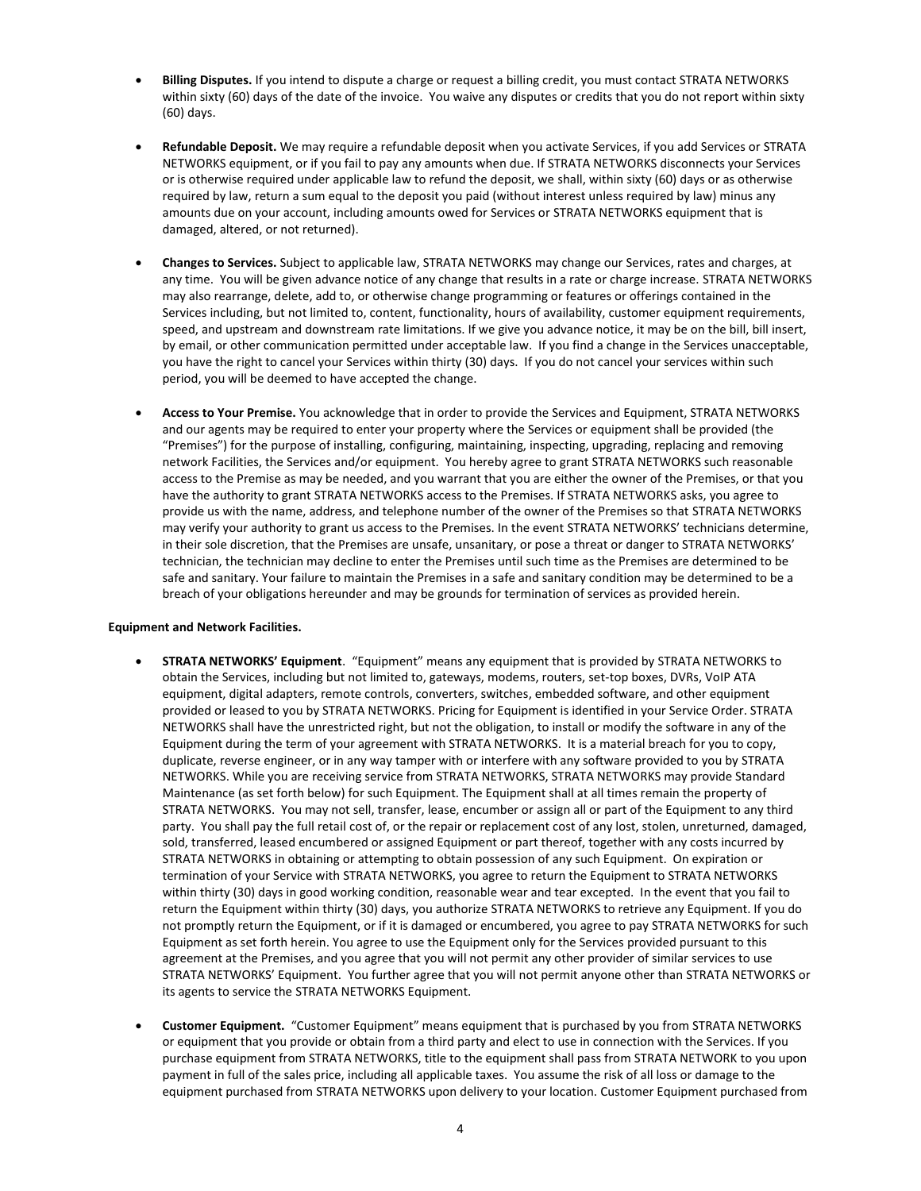- **Billing Disputes.** If you intend to dispute a charge or request a billing credit, you must contact STRATA NETWORKS within sixty (60) days of the date of the invoice. You waive any disputes or credits that you do not report within sixty (60) days.

- **Refundable Deposit.** We may require a refundable deposit when you activate Services, if you add Services or STRATA NETWORKS equipment, or if you fail to pay any amounts when due. If STRATA NETWORKS disconnects your Services or is otherwise required under applicable law to refund the deposit, we shall, within sixty (60) days or as otherwise required by law, return a sum equal to the deposit you paid (without interest unless required by law) minus any amounts due on your account, including amounts owed for Services or STRATA NETWORKS equipment that is damaged, altered, or not returned).

- **Changes to Services.** Subject to applicable law, STRATA NETWORKS may change our Services, rates and charges, at any time. You will be given advance notice of any change that results in a rate or charge increase. STRATA NETWORKS may also rearrange, delete, add to, or otherwise change programming or features or offerings contained in the Services including, but not limited to, content, functionality, hours of availability, customer equipment requirements, speed, and upstream and downstream rate limitations. If we give you advance notice, it may be on the bill, bill insert, by email, or other communication permitted under acceptable law. If you find a change in the Services unacceptable, you have the right to cancel your Services within thirty (30) days. If you do not cancel your services within such period, you will be deemed to have accepted the change.

- **Access to Your Premise.** You acknowledge that in order to provide the Services and Equipment, STRATA NETWORKS and our agents may be required to enter your property where the Services or equipment shall be provided (the "Premises") for the purpose of installing, configuring, maintaining, inspecting, upgrading, replacing and removing network Facilities, the Services and/or equipment. You hereby agree to grant STRATA NETWORKS such reasonable access to the Premise as may be needed, and you warrant that you are either the owner of the Premises, or that you have the authority to grant STRATA NETWORKS access to the Premises. If STRATA NETWORKS asks, you agree to provide us with the name, address, and telephone number of the owner of the Premises so that STRATA NETWORKS may verify your authority to grant us access to the Premises. In the event STRATA NETWORKS' technicians determine, in their sole discretion, that the Premises are unsafe, unsanitary, or pose a threat or danger to STRATA NETWORKS' technician, the technician may decline to enter the Premises until such time as the Premises are determined to be safe and sanitary. Your failure to maintain the Premises in a safe and sanitary condition may be determined to be a breach of your obligations hereunder and may be grounds for termination of services as provided herein.

**Equipment and Network Facilities.**

- **STRATA NETWORKS' Equipment**. "Equipment" means any equipment that is provided by STRATA NETWORKS to obtain the Services, including but not limited to, gateways, modems, routers, set-top boxes, DVRs, VoIP ATA equipment, digital adapters, remote controls, converters, switches, embedded software, and other equipment provided or leased to you by STRATA NETWORKS. Pricing for Equipment is identified in your Service Order. STRATA NETWORKS shall have the unrestricted right, but not the obligation, to install or modify the software in any of the Equipment during the term of your agreement with STRATA NETWORKS. It is a material breach for you to copy, duplicate, reverse engineer, or in any way tamper with or interfere with any software provided to you by STRATA NETWORKS. While you are receiving service from STRATA NETWORKS, STRATA NETWORKS may provide Standard Maintenance (as set forth below) for such Equipment. The Equipment shall at all times remain the property of STRATA NETWORKS. You may not sell, transfer, lease, encumber or assign all or part of the Equipment to any third party. You shall pay the full retail cost of, or the repair or replacement cost of any lost, stolen, unreturned, damaged, sold, transferred, leased encumbered or assigned Equipment or part thereof, together with any costs incurred by STRATA NETWORKS in obtaining or attempting to obtain possession of any such Equipment. On expiration or termination of your Service with STRATA NETWORKS, you agree to return the Equipment to STRATA NETWORKS within thirty (30) days in good working condition, reasonable wear and tear excepted. In the event that you fail to return the Equipment within thirty (30) days, you authorize STRATA NETWORKS to retrieve any Equipment. If you do not promptly return the Equipment, or if it is damaged or encumbered, you agree to pay STRATA NETWORKS for such Equipment as set forth herein. You agree to use the Equipment only for the Services provided pursuant to this agreement at the Premises, and you agree that you will not permit any other provider of similar services to use STRATA NETWORKS' Equipment. You further agree that you will not permit anyone other than STRATA NETWORKS or its agents to service the STRATA NETWORKS Equipment.

- **Customer Equipment.** "Customer Equipment" means equipment that is purchased by you from STRATA NETWORKS or equipment that you provide or obtain from a third party and elect to use in connection with the Services. If you purchase equipment from STRATA NETWORKS, title to the equipment shall pass from STRATA NETWORK to you upon payment in full of the sales price, including all applicable taxes. You assume the risk of all loss or damage to the equipment purchased from STRATA NETWORKS upon delivery to your location. Customer Equipment purchased from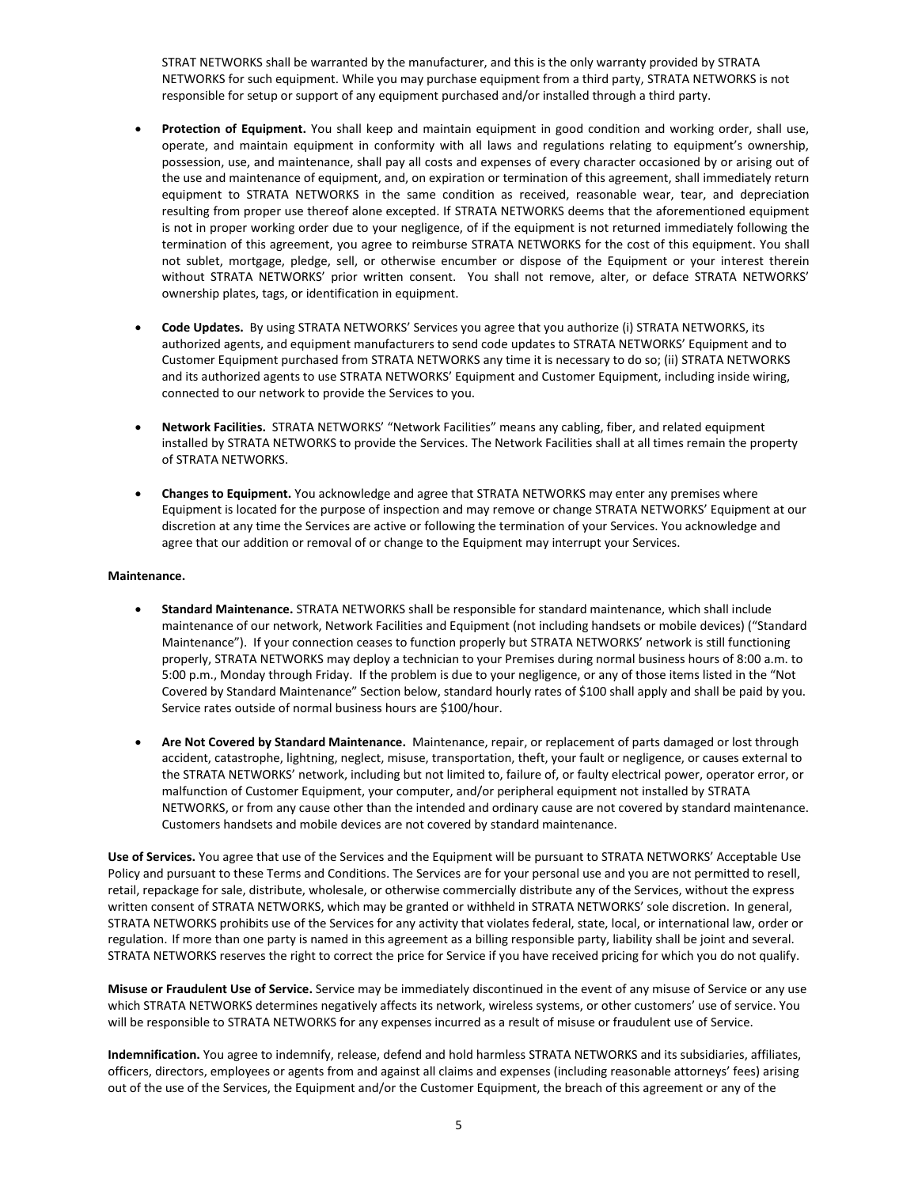STRAT NETWORKS shall be warranted by the manufacturer, and this is the only warranty provided by STRATA NETWORKS for such equipment. While you may purchase equipment from a third party, STRATA NETWORKS is not responsible for setup or support of any equipment purchased and/or installed through a third party.

- **Protection of Equipment.** You shall keep and maintain equipment in good condition and working order, shall use, operate, and maintain equipment in conformity with all laws and regulations relating to equipment's ownership, possession, use, and maintenance, shall pay all costs and expenses of every character occasioned by or arising out of the use and maintenance of equipment, and, on expiration or termination of this agreement, shall immediately return equipment to STRATA NETWORKS in the same condition as received, reasonable wear, tear, and depreciation resulting from proper use thereof alone excepted. If STRATA NETWORKS deems that the aforementioned equipment is not in proper working order due to your negligence, of if the equipment is not returned immediately following the termination of this agreement, you agree to reimburse STRATA NETWORKS for the cost of this equipment. You shall not sublet, mortgage, pledge, sell, or otherwise encumber or dispose of the Equipment or your interest therein without STRATA NETWORKS' prior written consent. You shall not remove, alter, or deface STRATA NETWORKS' ownership plates, tags, or identification in equipment.

- **Code Updates.** By using STRATA NETWORKS' Services you agree that you authorize (i) STRATA NETWORKS, its authorized agents, and equipment manufacturers to send code updates to STRATA NETWORKS' Equipment and to Customer Equipment purchased from STRATA NETWORKS any time it is necessary to do so; (ii) STRATA NETWORKS and its authorized agents to use STRATA NETWORKS' Equipment and Customer Equipment, including inside wiring, connected to our network to provide the Services to you.

- **Network Facilities.** STRATA NETWORKS' "Network Facilities" means any cabling, fiber, and related equipment installed by STRATA NETWORKS to provide the Services. The Network Facilities shall at all times remain the property of STRATA NETWORKS.

- **Changes to Equipment.** You acknowledge and agree that STRATA NETWORKS may enter any premises where Equipment is located for the purpose of inspection and may remove or change STRATA NETWORKS' Equipment at our discretion at any time the Services are active or following the termination of your Services. You acknowledge and agree that our addition or removal of or change to the Equipment may interrupt your Services.

**Maintenance.**

- **Standard Maintenance.** STRATA NETWORKS shall be responsible for standard maintenance, which shall include maintenance of our network, Network Facilities and Equipment (not including handsets or mobile devices) ("Standard Maintenance"). If your connection ceases to function properly but STRATA NETWORKS' network is still functioning properly, STRATA NETWORKS may deploy a technician to your Premises during normal business hours of 8:00 a.m. to 5:00 p.m., Monday through Friday. If the problem is due to your negligence, or any of those items listed in the "Not Covered by Standard Maintenance" Section below, standard hourly rates of $100 shall apply and shall be paid by you. Service rates outside of normal business hours are $100/hour.

- **Are Not Covered by Standard Maintenance.** Maintenance, repair, or replacement of parts damaged or lost through accident, catastrophe, lightning, neglect, misuse, transportation, theft, your fault or negligence, or causes external to the STRATA NETWORKS' network, including but not limited to, failure of, or faulty electrical power, operator error, or malfunction of Customer Equipment, your computer, and/or peripheral equipment not installed by STRATA NETWORKS, or from any cause other than the intended and ordinary cause are not covered by standard maintenance. Customers handsets and mobile devices are not covered by standard maintenance.

**Use of Services.** You agree that use of the Services and the Equipment will be pursuant to STRATA NETWORKS' Acceptable Use Policy and pursuant to these Terms and Conditions. The Services are for your personal use and you are not permitted to resell, retail, repackage for sale, distribute, wholesale, or otherwise commercially distribute any of the Services, without the express written consent of STRATA NETWORKS, which may be granted or withheld in STRATA NETWORKS' sole discretion. In general, STRATA NETWORKS prohibits use of the Services for any activity that violates federal, state, local, or international law, order or regulation. If more than one party is named in this agreement as a billing responsible party, liability shall be joint and several. STRATA NETWORKS reserves the right to correct the price for Service if you have received pricing for which you do not qualify.

**Misuse or Fraudulent Use of Service.** Service may be immediately discontinued in the event of any misuse of Service or any use which STRATA NETWORKS determines negatively affects its network, wireless systems, or other customers' use of service. You will be responsible to STRATA NETWORKS for any expenses incurred as a result of misuse or fraudulent use of Service.

**Indemnification.** You agree to indemnify, release, defend and hold harmless STRATA NETWORKS and its subsidiaries, affiliates, officers, directors, employees or agents from and against all claims and expenses (including reasonable attorneys' fees) arising out of the use of the Services, the Equipment and/or the Customer Equipment, the breach of this agreement or any of the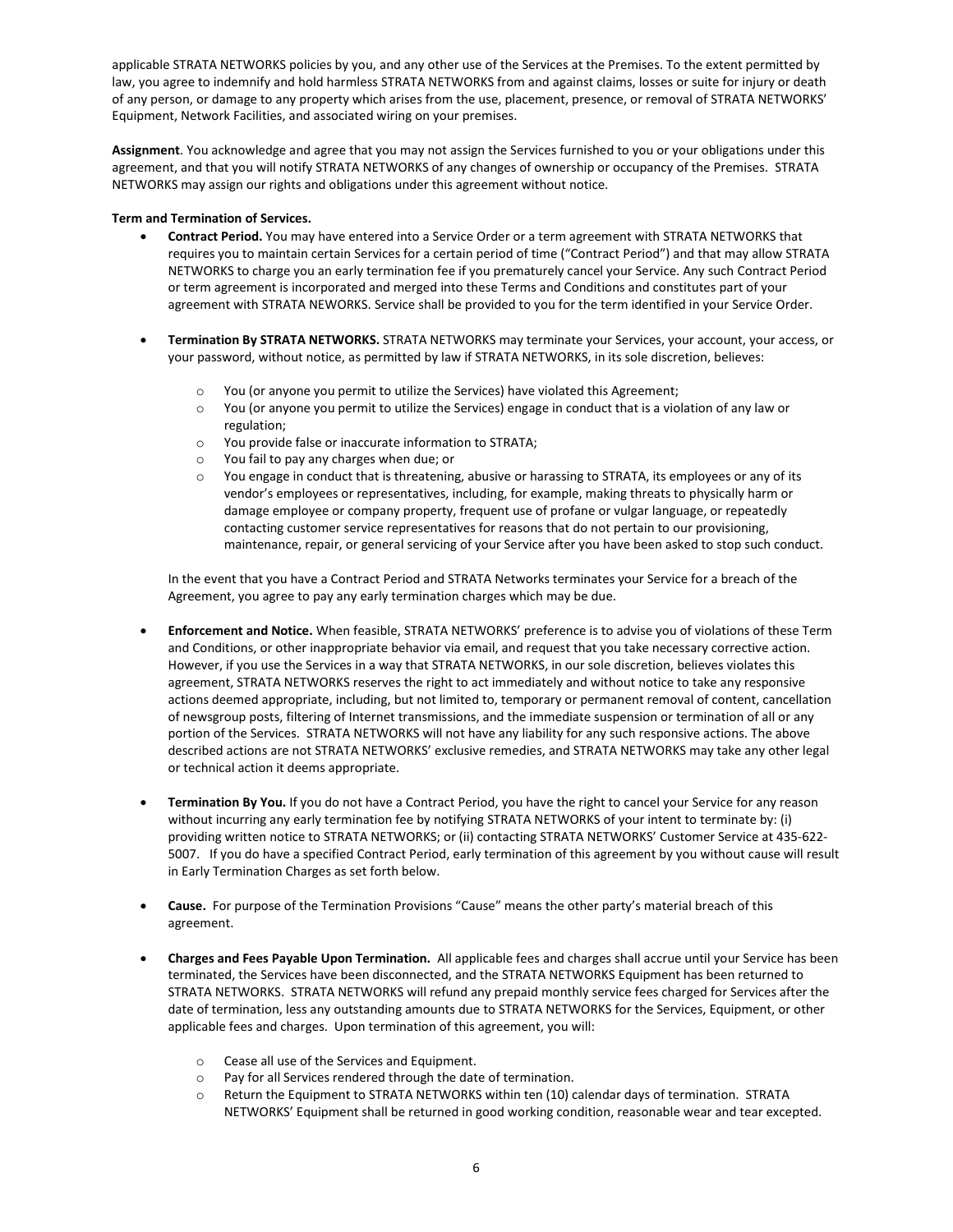applicable STRATA NETWORKS policies by you, and any other use of the Services at the Premises. To the extent permitted by law, you agree to indemnify and hold harmless STRATA NETWORKS from and against claims, losses or suite for injury or death of any person, or damage to any property which arises from the use, placement, presence, or removal of STRATA NETWORKS' Equipment, Network Facilities, and associated wiring on your premises.

**Assignment**. You acknowledge and agree that you may not assign the Services furnished to you or your obligations under this agreement, and that you will notify STRATA NETWORKS of any changes of ownership or occupancy of the Premises. STRATA NETWORKS may assign our rights and obligations under this agreement without notice.

**Term and Termination of Services.**

- **Contract Period.** You may have entered into a Service Order or a term agreement with STRATA NETWORKS that requires you to maintain certain Services for a certain period of time ("Contract Period") and that may allow STRATA NETWORKS to charge you an early termination fee if you prematurely cancel your Service. Any such Contract Period or term agreement is incorporated and merged into these Terms and Conditions and constitutes part of your agreement with STRATA NEWORKS. Service shall be provided to you for the term identified in your Service Order.

- **Termination By STRATA NETWORKS.** STRATA NETWORKS may terminate your Services, your account, your access, or your password, without notice, as permitted by law if STRATA NETWORKS, in its sole discretion, believes:

    - You (or anyone you permit to utilize the Services) have violated this Agreement;
    - You (or anyone you permit to utilize the Services) engage in conduct that is a violation of any law or regulation;
    - You provide false or inaccurate information to STRATA;
    - You fail to pay any charges when due; or
    - You engage in conduct that is threatening, abusive or harassing to STRATA, its employees or any of its vendor's employees or representatives, including, for example, making threats to physically harm or damage employee or company property, frequent use of profane or vulgar language, or repeatedly contacting customer service representatives for reasons that do not pertain to our provisioning, maintenance, repair, or general servicing of your Service after you have been asked to stop such conduct.

  In the event that you have a Contract Period and STRATA Networks terminates your Service for a breach of the Agreement, you agree to pay any early termination charges which may be due.

- **Enforcement and Notice.** When feasible, STRATA NETWORKS' preference is to advise you of violations of these Term and Conditions, or other inappropriate behavior via email, and request that you take necessary corrective action. However, if you use the Services in a way that STRATA NETWORKS, in our sole discretion, believes violates this agreement, STRATA NETWORKS reserves the right to act immediately and without notice to take any responsive actions deemed appropriate, including, but not limited to, temporary or permanent removal of content, cancellation of newsgroup posts, filtering of Internet transmissions, and the immediate suspension or termination of all or any portion of the Services. STRATA NETWORKS will not have any liability for any such responsive actions. The above described actions are not STRATA NETWORKS' exclusive remedies, and STRATA NETWORKS may take any other legal or technical action it deems appropriate.

- **Termination By You.** If you do not have a Contract Period, you have the right to cancel your Service for any reason without incurring any early termination fee by notifying STRATA NETWORKS of your intent to terminate by: (i) providing written notice to STRATA NETWORKS; or (ii) contacting STRATA NETWORKS' Customer Service at 435-622-5007. If you do have a specified Contract Period, early termination of this agreement by you without cause will result in Early Termination Charges as set forth below.

- **Cause.** For purpose of the Termination Provisions "Cause" means the other party's material breach of this agreement.

- **Charges and Fees Payable Upon Termination.** All applicable fees and charges shall accrue until your Service has been terminated, the Services have been disconnected, and the STRATA NETWORKS Equipment has been returned to STRATA NETWORKS. STRATA NETWORKS will refund any prepaid monthly service fees charged for Services after the date of termination, less any outstanding amounts due to STRATA NETWORKS for the Services, Equipment, or other applicable fees and charges. Upon termination of this agreement, you will:

    - Cease all use of the Services and Equipment.
    - Pay for all Services rendered through the date of termination.
    - Return the Equipment to STRATA NETWORKS within ten (10) calendar days of termination. STRATA NETWORKS' Equipment shall be returned in good working condition, reasonable wear and tear excepted.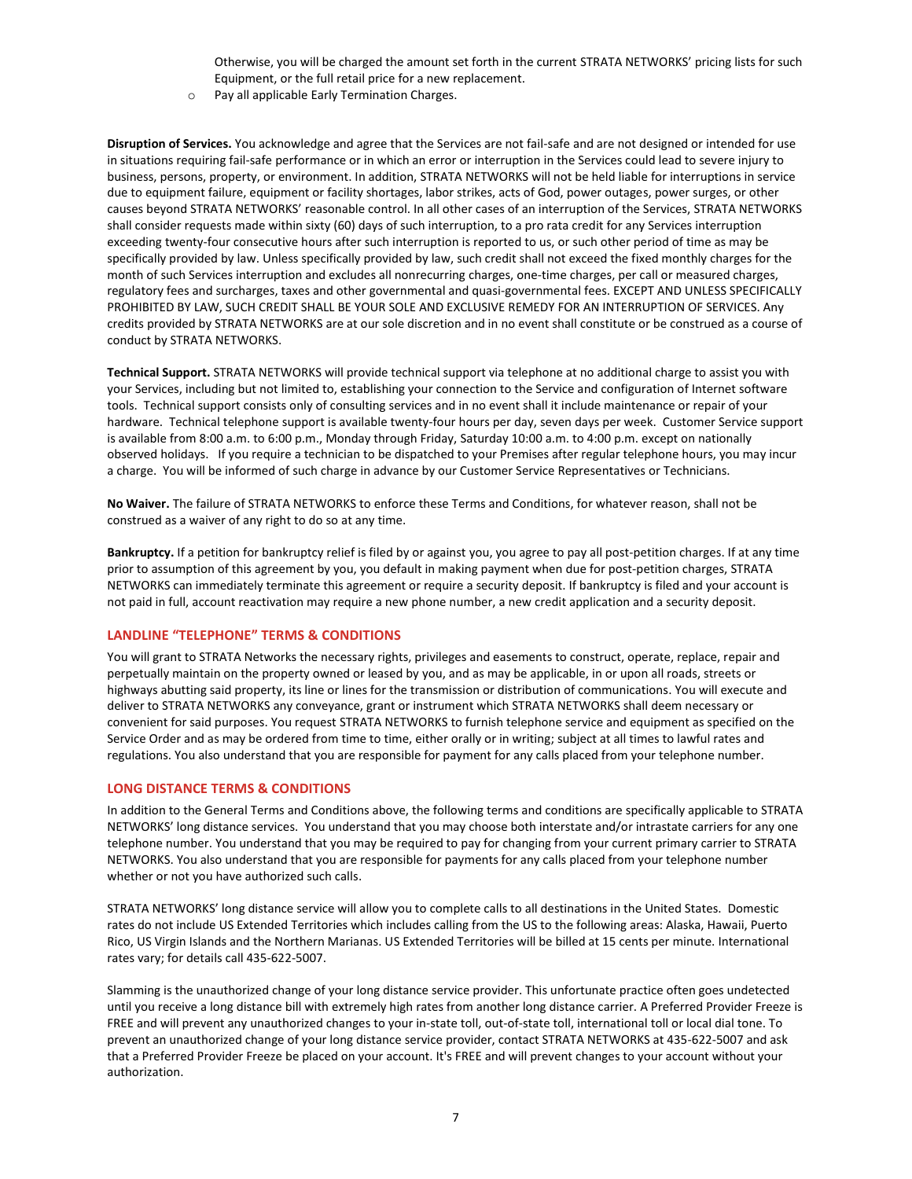Otherwise, you will be charged the amount set forth in the current STRATA NETWORKS' pricing lists for such Equipment, or the full retail price for a new replacement.

- Pay all applicable Early Termination Charges.

**Disruption of Services.** You acknowledge and agree that the Services are not fail-safe and are not designed or intended for use in situations requiring fail-safe performance or in which an error or interruption in the Services could lead to severe injury to business, persons, property, or environment. In addition, STRATA NETWORKS will not be held liable for interruptions in service due to equipment failure, equipment or facility shortages, labor strikes, acts of God, power outages, power surges, or other causes beyond STRATA NETWORKS' reasonable control. In all other cases of an interruption of the Services, STRATA NETWORKS shall consider requests made within sixty (60) days of such interruption, to a pro rata credit for any Services interruption exceeding twenty-four consecutive hours after such interruption is reported to us, or such other period of time as may be specifically provided by law. Unless specifically provided by law, such credit shall not exceed the fixed monthly charges for the month of such Services interruption and excludes all nonrecurring charges, one-time charges, per call or measured charges, regulatory fees and surcharges, taxes and other governmental and quasi-governmental fees. EXCEPT AND UNLESS SPECIFICALLY PROHIBITED BY LAW, SUCH CREDIT SHALL BE YOUR SOLE AND EXCLUSIVE REMEDY FOR AN INTERRUPTION OF SERVICES. Any credits provided by STRATA NETWORKS are at our sole discretion and in no event shall constitute or be construed as a course of conduct by STRATA NETWORKS.

**Technical Support.** STRATA NETWORKS will provide technical support via telephone at no additional charge to assist you with your Services, including but not limited to, establishing your connection to the Service and configuration of Internet software tools. Technical support consists only of consulting services and in no event shall it include maintenance or repair of your hardware. Technical telephone support is available twenty-four hours per day, seven days per week. Customer Service support is available from 8:00 a.m. to 6:00 p.m., Monday through Friday, Saturday 10:00 a.m. to 4:00 p.m. except on nationally observed holidays. If you require a technician to be dispatched to your Premises after regular telephone hours, you may incur a charge. You will be informed of such charge in advance by our Customer Service Representatives or Technicians.

**No Waiver.** The failure of STRATA NETWORKS to enforce these Terms and Conditions, for whatever reason, shall not be construed as a waiver of any right to do so at any time.

**Bankruptcy.** If a petition for bankruptcy relief is filed by or against you, you agree to pay all post-petition charges. If at any time prior to assumption of this agreement by you, you default in making payment when due for post-petition charges, STRATA NETWORKS can immediately terminate this agreement or require a security deposit. If bankruptcy is filed and your account is not paid in full, account reactivation may require a new phone number, a new credit application and a security deposit.

## LANDLINE "TELEPHONE" TERMS & CONDITIONS

You will grant to STRATA Networks the necessary rights, privileges and easements to construct, operate, replace, repair and perpetually maintain on the property owned or leased by you, and as may be applicable, in or upon all roads, streets or highways abutting said property, its line or lines for the transmission or distribution of communications. You will execute and deliver to STRATA NETWORKS any conveyance, grant or instrument which STRATA NETWORKS shall deem necessary or convenient for said purposes. You request STRATA NETWORKS to furnish telephone service and equipment as specified on the Service Order and as may be ordered from time to time, either orally or in writing; subject at all times to lawful rates and regulations. You also understand that you are responsible for payment for any calls placed from your telephone number.

## LONG DISTANCE TERMS & CONDITIONS

In addition to the General Terms and Conditions above, the following terms and conditions are specifically applicable to STRATA NETWORKS' long distance services. You understand that you may choose both interstate and/or intrastate carriers for any one telephone number. You understand that you may be required to pay for changing from your current primary carrier to STRATA NETWORKS. You also understand that you are responsible for payments for any calls placed from your telephone number whether or not you have authorized such calls.

STRATA NETWORKS' long distance service will allow you to complete calls to all destinations in the United States. Domestic rates do not include US Extended Territories which includes calling from the US to the following areas: Alaska, Hawaii, Puerto Rico, US Virgin Islands and the Northern Marianas. US Extended Territories will be billed at 15 cents per minute. International rates vary; for details call 435-622-5007.

Slamming is the unauthorized change of your long distance service provider. This unfortunate practice often goes undetected until you receive a long distance bill with extremely high rates from another long distance carrier. A Preferred Provider Freeze is FREE and will prevent any unauthorized changes to your in-state toll, out-of-state toll, international toll or local dial tone. To prevent an unauthorized change of your long distance service provider, contact STRATA NETWORKS at 435-622-5007 and ask that a Preferred Provider Freeze be placed on your account. It's FREE and will prevent changes to your account without your authorization.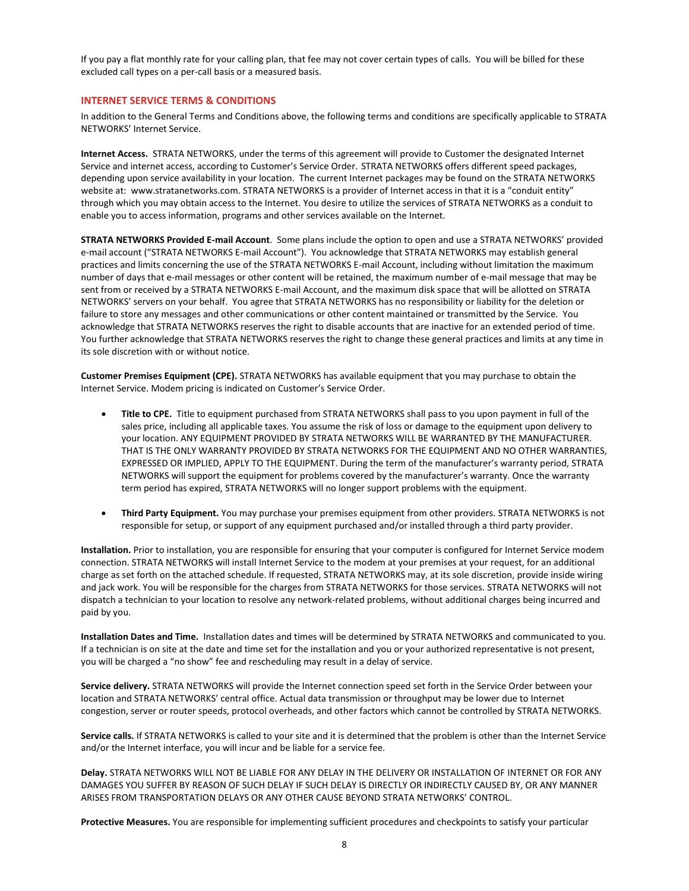If you pay a flat monthly rate for your calling plan, that fee may not cover certain types of calls. You will be billed for these excluded call types on a per-call basis or a measured basis.

## INTERNET SERVICE TERMS & CONDITIONS

In addition to the General Terms and Conditions above, the following terms and conditions are specifically applicable to STRATA NETWORKS' Internet Service.

**Internet Access.** STRATA NETWORKS, under the terms of this agreement will provide to Customer the designated Internet Service and internet access, according to Customer's Service Order. STRATA NETWORKS offers different speed packages, depending upon service availability in your location. The current Internet packages may be found on the STRATA NETWORKS website at: www.stratanetworks.com. STRATA NETWORKS is a provider of Internet access in that it is a "conduit entity" through which you may obtain access to the Internet. You desire to utilize the services of STRATA NETWORKS as a conduit to enable you to access information, programs and other services available on the Internet.

**STRATA NETWORKS Provided E-mail Account**. Some plans include the option to open and use a STRATA NETWORKS' provided e-mail account ("STRATA NETWORKS E-mail Account"). You acknowledge that STRATA NETWORKS may establish general practices and limits concerning the use of the STRATA NETWORKS E-mail Account, including without limitation the maximum number of days that e-mail messages or other content will be retained, the maximum number of e-mail message that may be sent from or received by a STRATA NETWORKS E-mail Account, and the maximum disk space that will be allotted on STRATA NETWORKS' servers on your behalf. You agree that STRATA NETWORKS has no responsibility or liability for the deletion or failure to store any messages and other communications or other content maintained or transmitted by the Service. You acknowledge that STRATA NETWORKS reserves the right to disable accounts that are inactive for an extended period of time. You further acknowledge that STRATA NETWORKS reserves the right to change these general practices and limits at any time in its sole discretion with or without notice.

**Customer Premises Equipment (CPE).** STRATA NETWORKS has available equipment that you may purchase to obtain the Internet Service. Modem pricing is indicated on Customer's Service Order.

- **Title to CPE.** Title to equipment purchased from STRATA NETWORKS shall pass to you upon payment in full of the sales price, including all applicable taxes. You assume the risk of loss or damage to the equipment upon delivery to your location. ANY EQUIPMENT PROVIDED BY STRATA NETWORKS WILL BE WARRANTED BY THE MANUFACTURER. THAT IS THE ONLY WARRANTY PROVIDED BY STRATA NETWORKS FOR THE EQUIPMENT AND NO OTHER WARRANTIES, EXPRESSED OR IMPLIED, APPLY TO THE EQUIPMENT. During the term of the manufacturer's warranty period, STRATA NETWORKS will support the equipment for problems covered by the manufacturer's warranty. Once the warranty term period has expired, STRATA NETWORKS will no longer support problems with the equipment.

- **Third Party Equipment.** You may purchase your premises equipment from other providers. STRATA NETWORKS is not responsible for setup, or support of any equipment purchased and/or installed through a third party provider.

**Installation.** Prior to installation, you are responsible for ensuring that your computer is configured for Internet Service modem connection. STRATA NETWORKS will install Internet Service to the modem at your premises at your request, for an additional charge as set forth on the attached schedule. If requested, STRATA NETWORKS may, at its sole discretion, provide inside wiring and jack work. You will be responsible for the charges from STRATA NETWORKS for those services. STRATA NETWORKS will not dispatch a technician to your location to resolve any network-related problems, without additional charges being incurred and paid by you.

**Installation Dates and Time.** Installation dates and times will be determined by STRATA NETWORKS and communicated to you. If a technician is on site at the date and time set for the installation and you or your authorized representative is not present, you will be charged a "no show" fee and rescheduling may result in a delay of service.

**Service delivery.** STRATA NETWORKS will provide the Internet connection speed set forth in the Service Order between your location and STRATA NETWORKS' central office. Actual data transmission or throughput may be lower due to Internet congestion, server or router speeds, protocol overheads, and other factors which cannot be controlled by STRATA NETWORKS.

**Service calls.** If STRATA NETWORKS is called to your site and it is determined that the problem is other than the Internet Service and/or the Internet interface, you will incur and be liable for a service fee.

**Delay.** STRATA NETWORKS WILL NOT BE LIABLE FOR ANY DELAY IN THE DELIVERY OR INSTALLATION OF INTERNET OR FOR ANY DAMAGES YOU SUFFER BY REASON OF SUCH DELAY IF SUCH DELAY IS DIRECTLY OR INDIRECTLY CAUSED BY, OR ANY MANNER ARISES FROM TRANSPORTATION DELAYS OR ANY OTHER CAUSE BEYOND STRATA NETWORKS' CONTROL.

**Protective Measures.** You are responsible for implementing sufficient procedures and checkpoints to satisfy your particular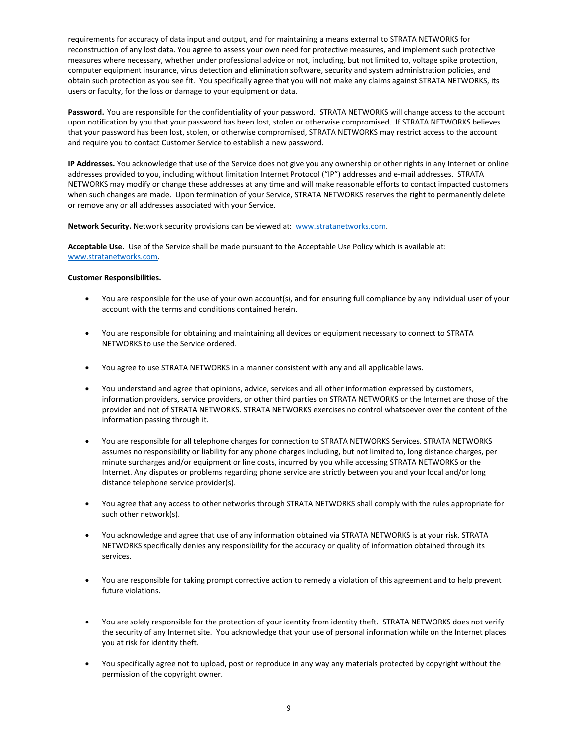requirements for accuracy of data input and output, and for maintaining a means external to STRATA NETWORKS for reconstruction of any lost data. You agree to assess your own need for protective measures, and implement such protective measures where necessary, whether under professional advice or not, including, but not limited to, voltage spike protection, computer equipment insurance, virus detection and elimination software, security and system administration policies, and obtain such protection as you see fit. You specifically agree that you will not make any claims against STRATA NETWORKS, its users or faculty, for the loss or damage to your equipment or data.

**Password.** You are responsible for the confidentiality of your password. STRATA NETWORKS will change access to the account upon notification by you that your password has been lost, stolen or otherwise compromised. If STRATA NETWORKS believes that your password has been lost, stolen, or otherwise compromised, STRATA NETWORKS may restrict access to the account and require you to contact Customer Service to establish a new password.

**IP Addresses.** You acknowledge that use of the Service does not give you any ownership or other rights in any Internet or online addresses provided to you, including without limitation Internet Protocol ("IP") addresses and e-mail addresses. STRATA NETWORKS may modify or change these addresses at any time and will make reasonable efforts to contact impacted customers when such changes are made. Upon termination of your Service, STRATA NETWORKS reserves the right to permanently delete or remove any or all addresses associated with your Service.

**Network Security.** Network security provisions can be viewed at: www.stratanetworks.com.

**Acceptable Use.** Use of the Service shall be made pursuant to the Acceptable Use Policy which is available at: www.stratanetworks.com.

**Customer Responsibilities.**

- You are responsible for the use of your own account(s), and for ensuring full compliance by any individual user of your account with the terms and conditions contained herein.
- You are responsible for obtaining and maintaining all devices or equipment necessary to connect to STRATA NETWORKS to use the Service ordered.
- You agree to use STRATA NETWORKS in a manner consistent with any and all applicable laws.
- You understand and agree that opinions, advice, services and all other information expressed by customers, information providers, service providers, or other third parties on STRATA NETWORKS or the Internet are those of the provider and not of STRATA NETWORKS. STRATA NETWORKS exercises no control whatsoever over the content of the information passing through it.
- You are responsible for all telephone charges for connection to STRATA NETWORKS Services. STRATA NETWORKS assumes no responsibility or liability for any phone charges including, but not limited to, long distance charges, per minute surcharges and/or equipment or line costs, incurred by you while accessing STRATA NETWORKS or the Internet. Any disputes or problems regarding phone service are strictly between you and your local and/or long distance telephone service provider(s).
- You agree that any access to other networks through STRATA NETWORKS shall comply with the rules appropriate for such other network(s).
- You acknowledge and agree that use of any information obtained via STRATA NETWORKS is at your risk. STRATA NETWORKS specifically denies any responsibility for the accuracy or quality of information obtained through its services.
- You are responsible for taking prompt corrective action to remedy a violation of this agreement and to help prevent future violations.
- You are solely responsible for the protection of your identity from identity theft. STRATA NETWORKS does not verify the security of any Internet site. You acknowledge that your use of personal information while on the Internet places you at risk for identity theft.
- You specifically agree not to upload, post or reproduce in any way any materials protected by copyright without the permission of the copyright owner.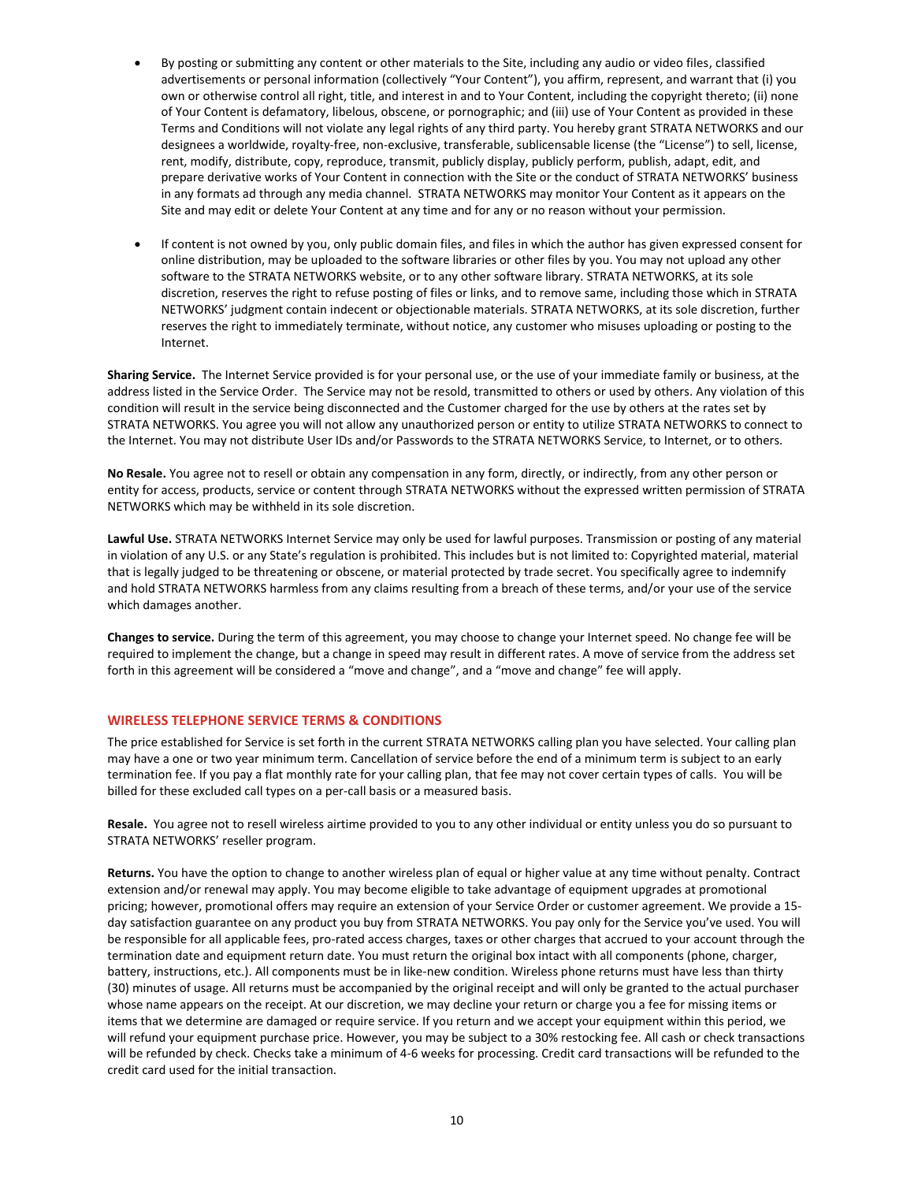- By posting or submitting any content or other materials to the Site, including any audio or video files, classified advertisements or personal information (collectively "Your Content"), you affirm, represent, and warrant that (i) you own or otherwise control all right, title, and interest in and to Your Content, including the copyright thereto; (ii) none of Your Content is defamatory, libelous, obscene, or pornographic; and (iii) use of Your Content as provided in these Terms and Conditions will not violate any legal rights of any third party. You hereby grant STRATA NETWORKS and our designees a worldwide, royalty-free, non-exclusive, transferable, sublicensable license (the "License") to sell, license, rent, modify, distribute, copy, reproduce, transmit, publicly display, publicly perform, publish, adapt, edit, and prepare derivative works of Your Content in connection with the Site or the conduct of STRATA NETWORKS' business in any formats ad through any media channel. STRATA NETWORKS may monitor Your Content as it appears on the Site and may edit or delete Your Content at any time and for any or no reason without your permission.

- If content is not owned by you, only public domain files, and files in which the author has given expressed consent for online distribution, may be uploaded to the software libraries or other files by you. You may not upload any other software to the STRATA NETWORKS website, or to any other software library. STRATA NETWORKS, at its sole discretion, reserves the right to refuse posting of files or links, and to remove same, including those which in STRATA NETWORKS' judgment contain indecent or objectionable materials. STRATA NETWORKS, at its sole discretion, further reserves the right to immediately terminate, without notice, any customer who misuses uploading or posting to the Internet.

**Sharing Service.** The Internet Service provided is for your personal use, or the use of your immediate family or business, at the address listed in the Service Order. The Service may not be resold, transmitted to others or used by others. Any violation of this condition will result in the service being disconnected and the Customer charged for the use by others at the rates set by STRATA NETWORKS. You agree you will not allow any unauthorized person or entity to utilize STRATA NETWORKS to connect to the Internet. You may not distribute User IDs and/or Passwords to the STRATA NETWORKS Service, to Internet, or to others.

**No Resale.** You agree not to resell or obtain any compensation in any form, directly, or indirectly, from any other person or entity for access, products, service or content through STRATA NETWORKS without the expressed written permission of STRATA NETWORKS which may be withheld in its sole discretion.

**Lawful Use.** STRATA NETWORKS Internet Service may only be used for lawful purposes. Transmission or posting of any material in violation of any U.S. or any State's regulation is prohibited. This includes but is not limited to: Copyrighted material, material that is legally judged to be threatening or obscene, or material protected by trade secret. You specifically agree to indemnify and hold STRATA NETWORKS harmless from any claims resulting from a breach of these terms, and/or your use of the service which damages another.

**Changes to service.** During the term of this agreement, you may choose to change your Internet speed. No change fee will be required to implement the change, but a change in speed may result in different rates. A move of service from the address set forth in this agreement will be considered a "move and change", and a "move and change" fee will apply.

## WIRELESS TELEPHONE SERVICE TERMS & CONDITIONS

The price established for Service is set forth in the current STRATA NETWORKS calling plan you have selected. Your calling plan may have a one or two year minimum term. Cancellation of service before the end of a minimum term is subject to an early termination fee. If you pay a flat monthly rate for your calling plan, that fee may not cover certain types of calls. You will be billed for these excluded call types on a per-call basis or a measured basis.

**Resale.** You agree not to resell wireless airtime provided to you to any other individual or entity unless you do so pursuant to STRATA NETWORKS' reseller program.

**Returns.** You have the option to change to another wireless plan of equal or higher value at any time without penalty. Contract extension and/or renewal may apply. You may become eligible to take advantage of equipment upgrades at promotional pricing; however, promotional offers may require an extension of your Service Order or customer agreement. We provide a 15-day satisfaction guarantee on any product you buy from STRATA NETWORKS. You pay only for the Service you've used. You will be responsible for all applicable fees, pro-rated access charges, taxes or other charges that accrued to your account through the termination date and equipment return date. You must return the original box intact with all components (phone, charger, battery, instructions, etc.). All components must be in like-new condition. Wireless phone returns must have less than thirty (30) minutes of usage. All returns must be accompanied by the original receipt and will only be granted to the actual purchaser whose name appears on the receipt. At our discretion, we may decline your return or charge you a fee for missing items or items that we determine are damaged or require service. If you return and we accept your equipment within this period, we will refund your equipment purchase price. However, you may be subject to a 30% restocking fee. All cash or check transactions will be refunded by check. Checks take a minimum of 4-6 weeks for processing. Credit card transactions will be refunded to the credit card used for the initial transaction.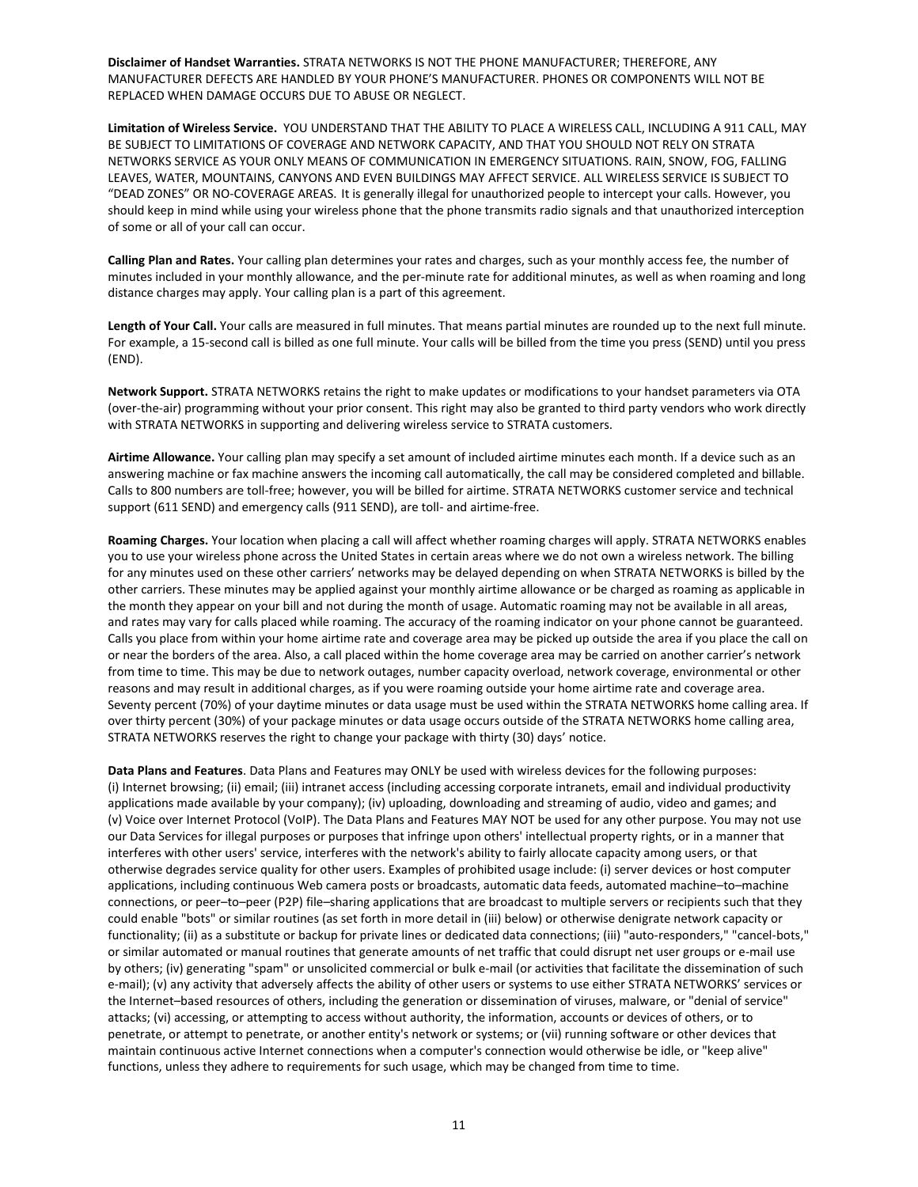**Disclaimer of Handset Warranties.** STRATA NETWORKS IS NOT THE PHONE MANUFACTURER; THEREFORE, ANY MANUFACTURER DEFECTS ARE HANDLED BY YOUR PHONE'S MANUFACTURER. PHONES OR COMPONENTS WILL NOT BE REPLACED WHEN DAMAGE OCCURS DUE TO ABUSE OR NEGLECT.

**Limitation of Wireless Service.** YOU UNDERSTAND THAT THE ABILITY TO PLACE A WIRELESS CALL, INCLUDING A 911 CALL, MAY BE SUBJECT TO LIMITATIONS OF COVERAGE AND NETWORK CAPACITY, AND THAT YOU SHOULD NOT RELY ON STRATA NETWORKS SERVICE AS YOUR ONLY MEANS OF COMMUNICATION IN EMERGENCY SITUATIONS. RAIN, SNOW, FOG, FALLING LEAVES, WATER, MOUNTAINS, CANYONS AND EVEN BUILDINGS MAY AFFECT SERVICE. ALL WIRELESS SERVICE IS SUBJECT TO "DEAD ZONES" OR NO-COVERAGE AREAS. It is generally illegal for unauthorized people to intercept your calls. However, you should keep in mind while using your wireless phone that the phone transmits radio signals and that unauthorized interception of some or all of your call can occur.

**Calling Plan and Rates.** Your calling plan determines your rates and charges, such as your monthly access fee, the number of minutes included in your monthly allowance, and the per-minute rate for additional minutes, as well as when roaming and long distance charges may apply. Your calling plan is a part of this agreement.

**Length of Your Call.** Your calls are measured in full minutes. That means partial minutes are rounded up to the next full minute. For example, a 15-second call is billed as one full minute. Your calls will be billed from the time you press (SEND) until you press (END).

**Network Support.** STRATA NETWORKS retains the right to make updates or modifications to your handset parameters via OTA (over-the-air) programming without your prior consent. This right may also be granted to third party vendors who work directly with STRATA NETWORKS in supporting and delivering wireless service to STRATA customers.

**Airtime Allowance.** Your calling plan may specify a set amount of included airtime minutes each month. If a device such as an answering machine or fax machine answers the incoming call automatically, the call may be considered completed and billable. Calls to 800 numbers are toll-free; however, you will be billed for airtime. STRATA NETWORKS customer service and technical support (611 SEND) and emergency calls (911 SEND), are toll- and airtime-free.

**Roaming Charges.** Your location when placing a call will affect whether roaming charges will apply. STRATA NETWORKS enables you to use your wireless phone across the United States in certain areas where we do not own a wireless network. The billing for any minutes used on these other carriers' networks may be delayed depending on when STRATA NETWORKS is billed by the other carriers. These minutes may be applied against your monthly airtime allowance or be charged as roaming as applicable in the month they appear on your bill and not during the month of usage. Automatic roaming may not be available in all areas, and rates may vary for calls placed while roaming. The accuracy of the roaming indicator on your phone cannot be guaranteed. Calls you place from within your home airtime rate and coverage area may be picked up outside the area if you place the call on or near the borders of the area. Also, a call placed within the home coverage area may be carried on another carrier's network from time to time. This may be due to network outages, number capacity overload, network coverage, environmental or other reasons and may result in additional charges, as if you were roaming outside your home airtime rate and coverage area. Seventy percent (70%) of your daytime minutes or data usage must be used within the STRATA NETWORKS home calling area. If over thirty percent (30%) of your package minutes or data usage occurs outside of the STRATA NETWORKS home calling area, STRATA NETWORKS reserves the right to change your package with thirty (30) days' notice.

**Data Plans and Features**. Data Plans and Features may ONLY be used with wireless devices for the following purposes: (i) Internet browsing; (ii) email; (iii) intranet access (including accessing corporate intranets, email and individual productivity applications made available by your company); (iv) uploading, downloading and streaming of audio, video and games; and (v) Voice over Internet Protocol (VoIP). The Data Plans and Features MAY NOT be used for any other purpose. You may not use our Data Services for illegal purposes or purposes that infringe upon others' intellectual property rights, or in a manner that interferes with other users' service, interferes with the network's ability to fairly allocate capacity among users, or that otherwise degrades service quality for other users. Examples of prohibited usage include: (i) server devices or host computer applications, including continuous Web camera posts or broadcasts, automatic data feeds, automated machine–to–machine connections, or peer–to–peer (P2P) file–sharing applications that are broadcast to multiple servers or recipients such that they could enable "bots" or similar routines (as set forth in more detail in (iii) below) or otherwise denigrate network capacity or functionality; (ii) as a substitute or backup for private lines or dedicated data connections; (iii) "auto-responders," "cancel-bots," or similar automated or manual routines that generate amounts of net traffic that could disrupt net user groups or e-mail use by others; (iv) generating "spam" or unsolicited commercial or bulk e-mail (or activities that facilitate the dissemination of such e-mail); (v) any activity that adversely affects the ability of other users or systems to use either STRATA NETWORKS' services or the Internet–based resources of others, including the generation or dissemination of viruses, malware, or "denial of service" attacks; (vi) accessing, or attempting to access without authority, the information, accounts or devices of others, or to penetrate, or attempt to penetrate, or another entity's network or systems; or (vii) running software or other devices that maintain continuous active Internet connections when a computer's connection would otherwise be idle, or "keep alive" functions, unless they adhere to requirements for such usage, which may be changed from time to time.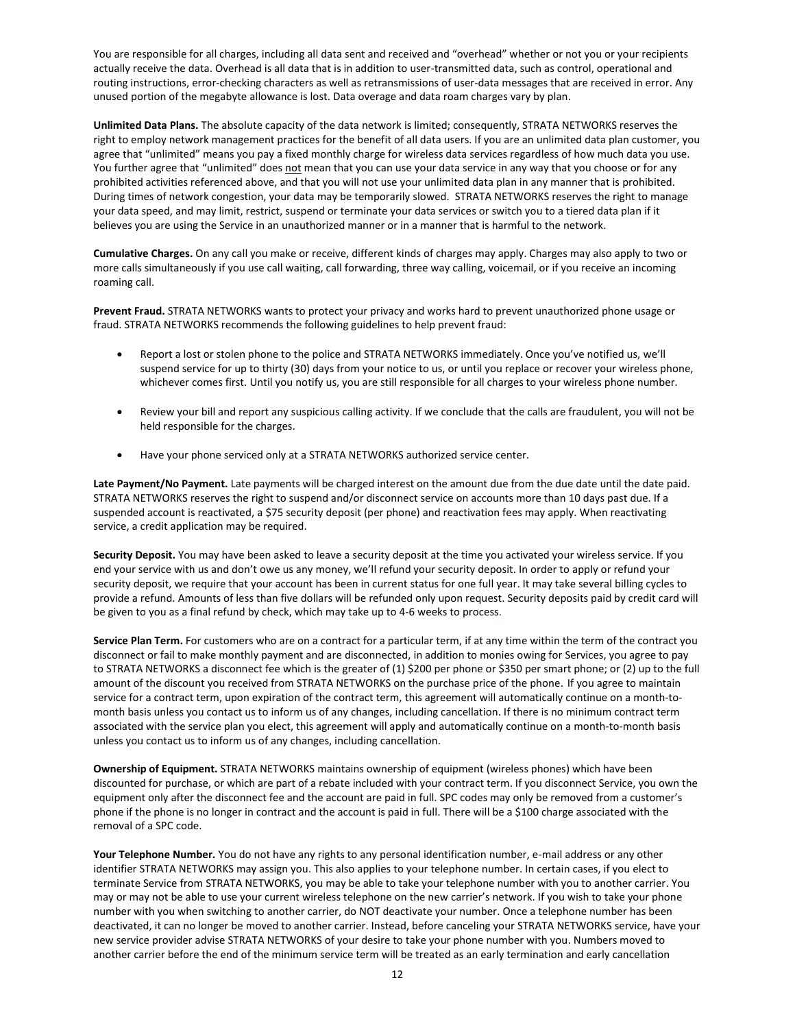You are responsible for all charges, including all data sent and received and "overhead" whether or not you or your recipients actually receive the data. Overhead is all data that is in addition to user-transmitted data, such as control, operational and routing instructions, error-checking characters as well as retransmissions of user-data messages that are received in error. Any unused portion of the megabyte allowance is lost. Data overage and data roam charges vary by plan.

**Unlimited Data Plans.** The absolute capacity of the data network is limited; consequently, STRATA NETWORKS reserves the right to employ network management practices for the benefit of all data users. If you are an unlimited data plan customer, you agree that "unlimited" means you pay a fixed monthly charge for wireless data services regardless of how much data you use. You further agree that "unlimited" does not mean that you can use your data service in any way that you choose or for any prohibited activities referenced above, and that you will not use your unlimited data plan in any manner that is prohibited. During times of network congestion, your data may be temporarily slowed. STRATA NETWORKS reserves the right to manage your data speed, and may limit, restrict, suspend or terminate your data services or switch you to a tiered data plan if it believes you are using the Service in an unauthorized manner or in a manner that is harmful to the network.

**Cumulative Charges.** On any call you make or receive, different kinds of charges may apply. Charges may also apply to two or more calls simultaneously if you use call waiting, call forwarding, three way calling, voicemail, or if you receive an incoming roaming call.

**Prevent Fraud.** STRATA NETWORKS wants to protect your privacy and works hard to prevent unauthorized phone usage or fraud. STRATA NETWORKS recommends the following guidelines to help prevent fraud:

- Report a lost or stolen phone to the police and STRATA NETWORKS immediately. Once you've notified us, we'll suspend service for up to thirty (30) days from your notice to us, or until you replace or recover your wireless phone, whichever comes first. Until you notify us, you are still responsible for all charges to your wireless phone number.

- Review your bill and report any suspicious calling activity. If we conclude that the calls are fraudulent, you will not be held responsible for the charges.

- Have your phone serviced only at a STRATA NETWORKS authorized service center.

**Late Payment/No Payment.** Late payments will be charged interest on the amount due from the due date until the date paid. STRATA NETWORKS reserves the right to suspend and/or disconnect service on accounts more than 10 days past due. If a suspended account is reactivated, a $75 security deposit (per phone) and reactivation fees may apply. When reactivating service, a credit application may be required.

**Security Deposit.** You may have been asked to leave a security deposit at the time you activated your wireless service. If you end your service with us and don't owe us any money, we'll refund your security deposit. In order to apply or refund your security deposit, we require that your account has been in current status for one full year. It may take several billing cycles to provide a refund. Amounts of less than five dollars will be refunded only upon request. Security deposits paid by credit card will be given to you as a final refund by check, which may take up to 4-6 weeks to process.

**Service Plan Term.** For customers who are on a contract for a particular term, if at any time within the term of the contract you disconnect or fail to make monthly payment and are disconnected, in addition to monies owing for Services, you agree to pay to STRATA NETWORKS a disconnect fee which is the greater of (1) $200 per phone or $350 per smart phone; or (2) up to the full amount of the discount you received from STRATA NETWORKS on the purchase price of the phone. If you agree to maintain service for a contract term, upon expiration of the contract term, this agreement will automatically continue on a month-to-month basis unless you contact us to inform us of any changes, including cancellation. If there is no minimum contract term associated with the service plan you elect, this agreement will apply and automatically continue on a month-to-month basis unless you contact us to inform us of any changes, including cancellation.

**Ownership of Equipment.** STRATA NETWORKS maintains ownership of equipment (wireless phones) which have been discounted for purchase, or which are part of a rebate included with your contract term. If you disconnect Service, you own the equipment only after the disconnect fee and the account are paid in full. SPC codes may only be removed from a customer's phone if the phone is no longer in contract and the account is paid in full. There will be a $100 charge associated with the removal of a SPC code.

**Your Telephone Number.** You do not have any rights to any personal identification number, e-mail address or any other identifier STRATA NETWORKS may assign you. This also applies to your telephone number. In certain cases, if you elect to terminate Service from STRATA NETWORKS, you may be able to take your telephone number with you to another carrier. You may or may not be able to use your current wireless telephone on the new carrier's network. If you wish to take your phone number with you when switching to another carrier, do NOT deactivate your number. Once a telephone number has been deactivated, it can no longer be moved to another carrier. Instead, before canceling your STRATA NETWORKS service, have your new service provider advise STRATA NETWORKS of your desire to take your phone number with you. Numbers moved to another carrier before the end of the minimum service term will be treated as an early termination and early cancellation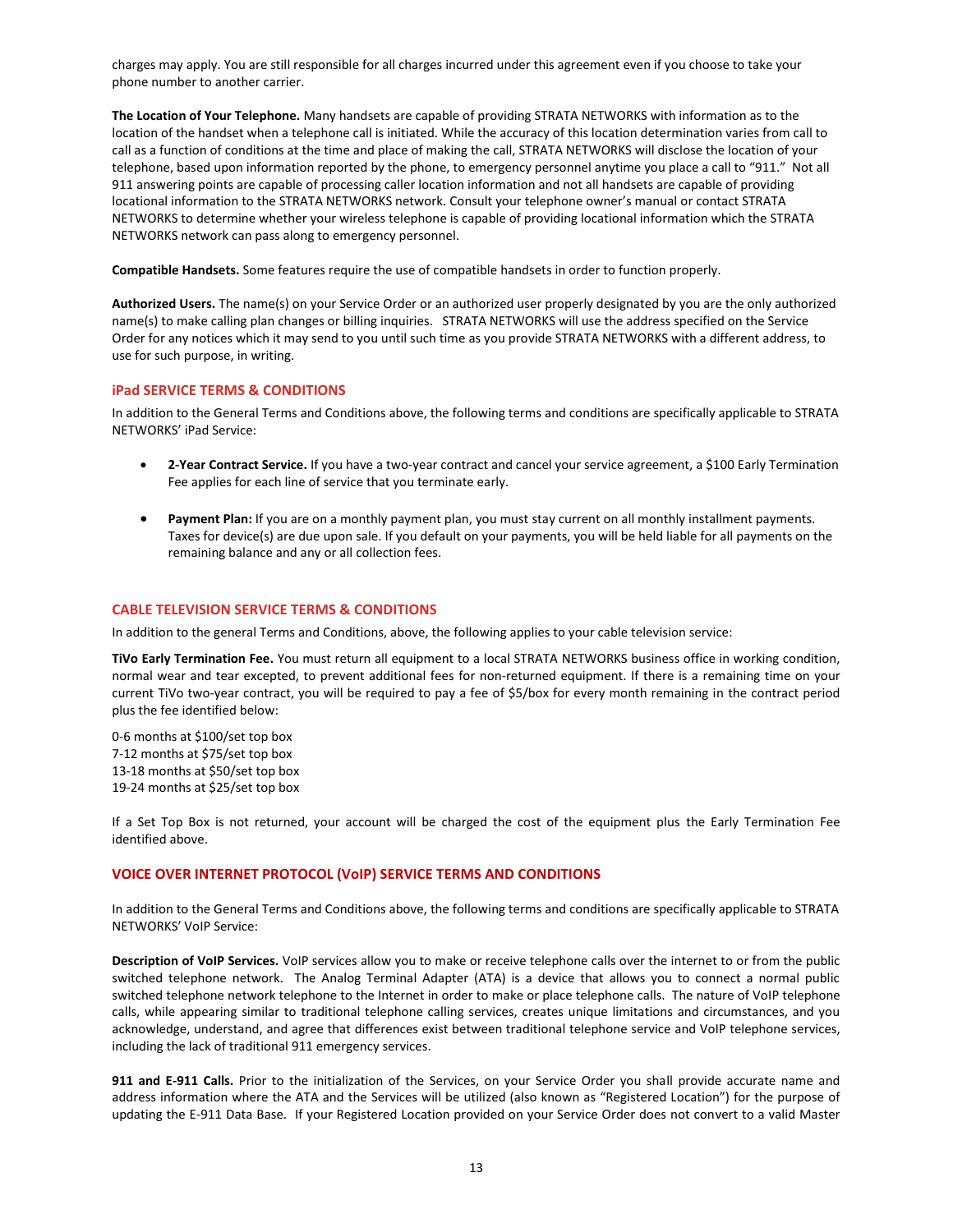charges may apply. You are still responsible for all charges incurred under this agreement even if you choose to take your phone number to another carrier.

**The Location of Your Telephone.** Many handsets are capable of providing STRATA NETWORKS with information as to the location of the handset when a telephone call is initiated. While the accuracy of this location determination varies from call to call as a function of conditions at the time and place of making the call, STRATA NETWORKS will disclose the location of your telephone, based upon information reported by the phone, to emergency personnel anytime you place a call to "911." Not all 911 answering points are capable of processing caller location information and not all handsets are capable of providing locational information to the STRATA NETWORKS network. Consult your telephone owner's manual or contact STRATA NETWORKS to determine whether your wireless telephone is capable of providing locational information which the STRATA NETWORKS network can pass along to emergency personnel.

**Compatible Handsets.** Some features require the use of compatible handsets in order to function properly.

**Authorized Users.** The name(s) on your Service Order or an authorized user properly designated by you are the only authorized name(s) to make calling plan changes or billing inquiries. STRATA NETWORKS will use the address specified on the Service Order for any notices which it may send to you until such time as you provide STRATA NETWORKS with a different address, to use for such purpose, in writing.

## iPad SERVICE TERMS & CONDITIONS

In addition to the General Terms and Conditions above, the following terms and conditions are specifically applicable to STRATA NETWORKS' iPad Service:

- **2-Year Contract Service.** If you have a two-year contract and cancel your service agreement, a $100 Early Termination Fee applies for each line of service that you terminate early.
- **Payment Plan:** If you are on a monthly payment plan, you must stay current on all monthly installment payments. Taxes for device(s) are due upon sale. If you default on your payments, you will be held liable for all payments on the remaining balance and any or all collection fees.

## CABLE TELEVISION SERVICE TERMS & CONDITIONS

In addition to the general Terms and Conditions, above, the following applies to your cable television service:

**TiVo Early Termination Fee.** You must return all equipment to a local STRATA NETWORKS business office in working condition, normal wear and tear excepted, to prevent additional fees for non-returned equipment. If there is a remaining time on your current TiVo two-year contract, you will be required to pay a fee of $5/box for every month remaining in the contract period plus the fee identified below:

0-6 months at $100/set top box
7-12 months at $75/set top box
13-18 months at $50/set top box
19-24 months at $25/set top box

If a Set Top Box is not returned, your account will be charged the cost of the equipment plus the Early Termination Fee identified above.

## VOICE OVER INTERNET PROTOCOL (VoIP) SERVICE TERMS AND CONDITIONS

In addition to the General Terms and Conditions above, the following terms and conditions are specifically applicable to STRATA NETWORKS' VoIP Service:

**Description of VoIP Services.** VoIP services allow you to make or receive telephone calls over the internet to or from the public switched telephone network. The Analog Terminal Adapter (ATA) is a device that allows you to connect a normal public switched telephone network telephone to the Internet in order to make or place telephone calls. The nature of VoIP telephone calls, while appearing similar to traditional telephone calling services, creates unique limitations and circumstances, and you acknowledge, understand, and agree that differences exist between traditional telephone service and VoIP telephone services, including the lack of traditional 911 emergency services.

**911 and E-911 Calls.** Prior to the initialization of the Services, on your Service Order you shall provide accurate name and address information where the ATA and the Services will be utilized (also known as "Registered Location") for the purpose of updating the E-911 Data Base. If your Registered Location provided on your Service Order does not convert to a valid Master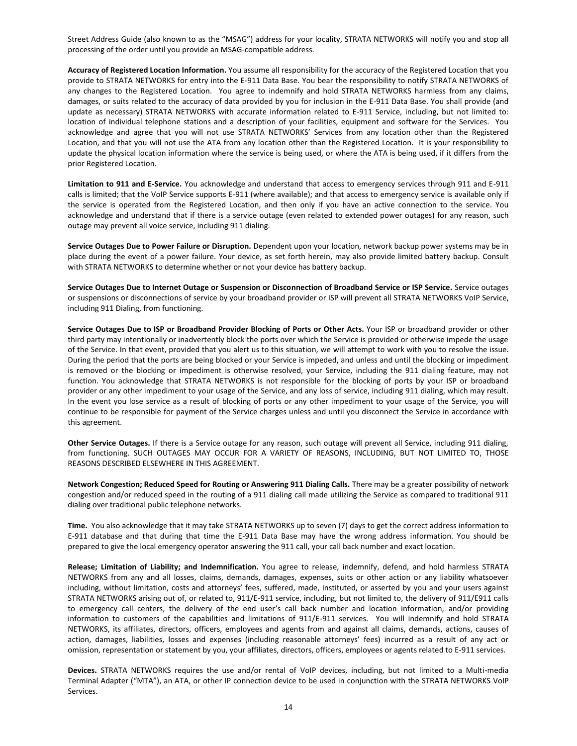Street Address Guide (also known to as the "MSAG") address for your locality, STRATA NETWORKS will notify you and stop all processing of the order until you provide an MSAG-compatible address.

**Accuracy of Registered Location Information.** You assume all responsibility for the accuracy of the Registered Location that you provide to STRATA NETWORKS for entry into the E-911 Data Base. You bear the responsibility to notify STRATA NETWORKS of any changes to the Registered Location. You agree to indemnify and hold STRATA NETWORKS harmless from any claims, damages, or suits related to the accuracy of data provided by you for inclusion in the E-911 Data Base. You shall provide (and update as necessary) STRATA NETWORKS with accurate information related to E-911 Service, including, but not limited to: location of individual telephone stations and a description of your facilities, equipment and software for the Services. You acknowledge and agree that you will not use STRATA NETWORKS' Services from any location other than the Registered Location, and that you will not use the ATA from any location other than the Registered Location. It is your responsibility to update the physical location information where the service is being used, or where the ATA is being used, if it differs from the prior Registered Location.

**Limitation to 911 and E-Service.** You acknowledge and understand that access to emergency services through 911 and E-911 calls is limited; that the VoIP Service supports E-911 (where available); and that access to emergency service is available only if the service is operated from the Registered Location, and then only if you have an active connection to the service. You acknowledge and understand that if there is a service outage (even related to extended power outages) for any reason, such outage may prevent all voice service, including 911 dialing.

**Service Outages Due to Power Failure or Disruption.** Dependent upon your location, network backup power systems may be in place during the event of a power failure. Your device, as set forth herein, may also provide limited battery backup. Consult with STRATA NETWORKS to determine whether or not your device has battery backup.

**Service Outages Due to Internet Outage or Suspension or Disconnection of Broadband Service or ISP Service.** Service outages or suspensions or disconnections of service by your broadband provider or ISP will prevent all STRATA NETWORKS VoIP Service, including 911 Dialing, from functioning.

**Service Outages Due to ISP or Broadband Provider Blocking of Ports or Other Acts.** Your ISP or broadband provider or other third party may intentionally or inadvertently block the ports over which the Service is provided or otherwise impede the usage of the Service. In that event, provided that you alert us to this situation, we will attempt to work with you to resolve the issue. During the period that the ports are being blocked or your Service is impeded, and unless and until the blocking or impediment is removed or the blocking or impediment is otherwise resolved, your Service, including the 911 dialing feature, may not function. You acknowledge that STRATA NETWORKS is not responsible for the blocking of ports by your ISP or broadband provider or any other impediment to your usage of the Service, and any loss of service, including 911 dialing, which may result. In the event you lose service as a result of blocking of ports or any other impediment to your usage of the Service, you will continue to be responsible for payment of the Service charges unless and until you disconnect the Service in accordance with this agreement.

**Other Service Outages.** If there is a Service outage for any reason, such outage will prevent all Service, including 911 dialing, from functioning. SUCH OUTAGES MAY OCCUR FOR A VARIETY OF REASONS, INCLUDING, BUT NOT LIMITED TO, THOSE REASONS DESCRIBED ELSEWHERE IN THIS AGREEMENT.

**Network Congestion; Reduced Speed for Routing or Answering 911 Dialing Calls.** There may be a greater possibility of network congestion and/or reduced speed in the routing of a 911 dialing call made utilizing the Service as compared to traditional 911 dialing over traditional public telephone networks.

**Time.** You also acknowledge that it may take STRATA NETWORKS up to seven (7) days to get the correct address information to E-911 database and that during that time the E-911 Data Base may have the wrong address information. You should be prepared to give the local emergency operator answering the 911 call, your call back number and exact location.

**Release; Limitation of Liability; and Indemnification.** You agree to release, indemnify, defend, and hold harmless STRATA NETWORKS from any and all losses, claims, demands, damages, expenses, suits or other action or any liability whatsoever including, without limitation, costs and attorneys' fees, suffered, made, instituted, or asserted by you and your users against STRATA NETWORKS arising out of, or related to, 911/E-911 service, including, but not limited to, the delivery of 911/E911 calls to emergency call centers, the delivery of the end user's call back number and location information, and/or providing information to customers of the capabilities and limitations of 911/E-911 services. You will indemnify and hold STRATA NETWORKS, its affiliates, directors, officers, employees and agents from and against all claims, demands, actions, causes of action, damages, liabilities, losses and expenses (including reasonable attorneys' fees) incurred as a result of any act or omission, representation or statement by you, your affiliates, directors, officers, employees or agents related to E-911 services.

**Devices.** STRATA NETWORKS requires the use and/or rental of VoIP devices, including, but not limited to a Multi-media Terminal Adapter ("MTA"), an ATA, or other IP connection device to be used in conjunction with the STRATA NETWORKS VoIP Services.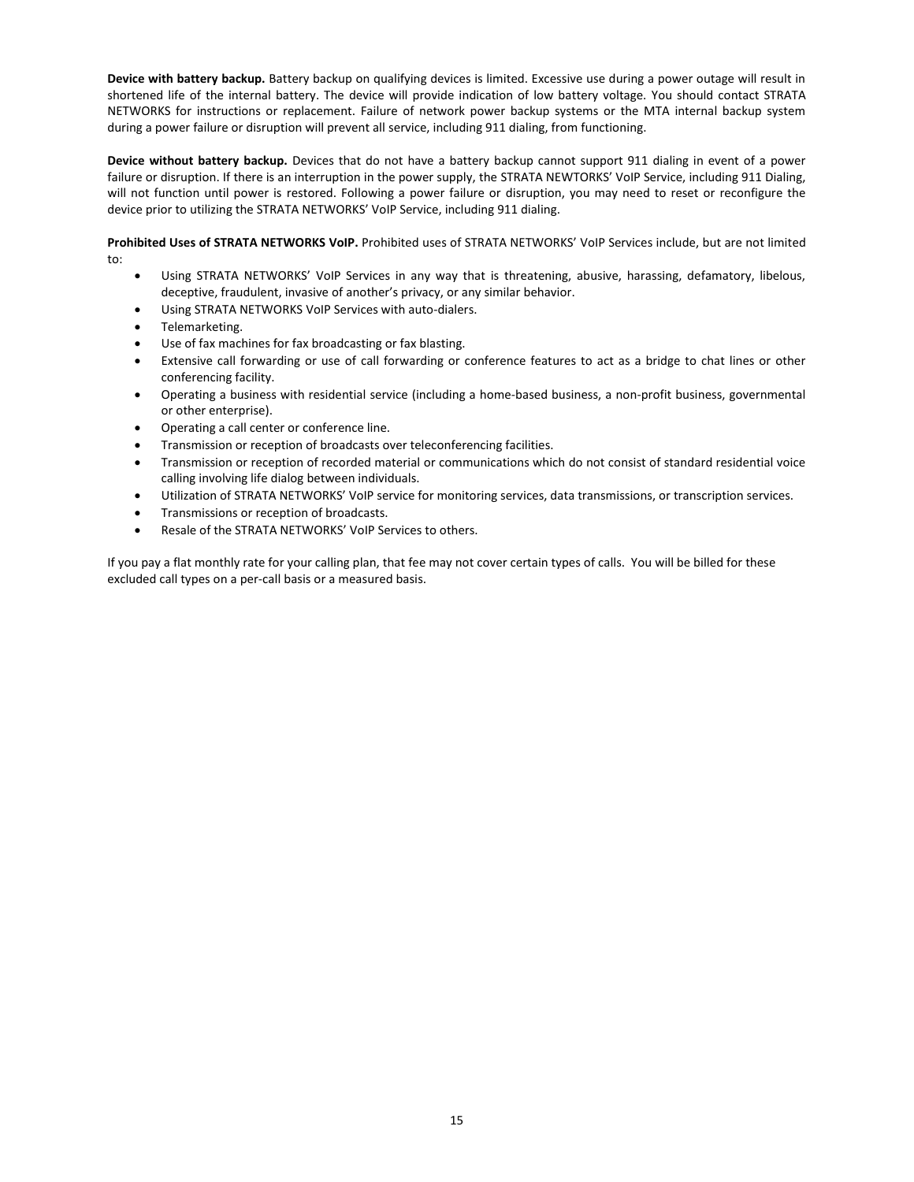**Device with battery backup.** Battery backup on qualifying devices is limited. Excessive use during a power outage will result in shortened life of the internal battery. The device will provide indication of low battery voltage. You should contact STRATA NETWORKS for instructions or replacement. Failure of network power backup systems or the MTA internal backup system during a power failure or disruption will prevent all service, including 911 dialing, from functioning.

**Device without battery backup.** Devices that do not have a battery backup cannot support 911 dialing in event of a power failure or disruption. If there is an interruption in the power supply, the STRATA NEWTORKS' VoIP Service, including 911 Dialing, will not function until power is restored. Following a power failure or disruption, you may need to reset or reconfigure the device prior to utilizing the STRATA NETWORKS' VoIP Service, including 911 dialing.

**Prohibited Uses of STRATA NETWORKS VoIP.** Prohibited uses of STRATA NETWORKS' VoIP Services include, but are not limited to:

- Using STRATA NETWORKS' VoIP Services in any way that is threatening, abusive, harassing, defamatory, libelous, deceptive, fraudulent, invasive of another's privacy, or any similar behavior.
- Using STRATA NETWORKS VoIP Services with auto-dialers.
- Telemarketing.
- Use of fax machines for fax broadcasting or fax blasting.
- Extensive call forwarding or use of call forwarding or conference features to act as a bridge to chat lines or other conferencing facility.
- Operating a business with residential service (including a home-based business, a non-profit business, governmental or other enterprise).
- Operating a call center or conference line.
- Transmission or reception of broadcasts over teleconferencing facilities.
- Transmission or reception of recorded material or communications which do not consist of standard residential voice calling involving life dialog between individuals.
- Utilization of STRATA NETWORKS' VoIP service for monitoring services, data transmissions, or transcription services.
- Transmissions or reception of broadcasts.
- Resale of the STRATA NETWORKS' VoIP Services to others.

If you pay a flat monthly rate for your calling plan, that fee may not cover certain types of calls. You will be billed for these excluded call types on a per-call basis or a measured basis.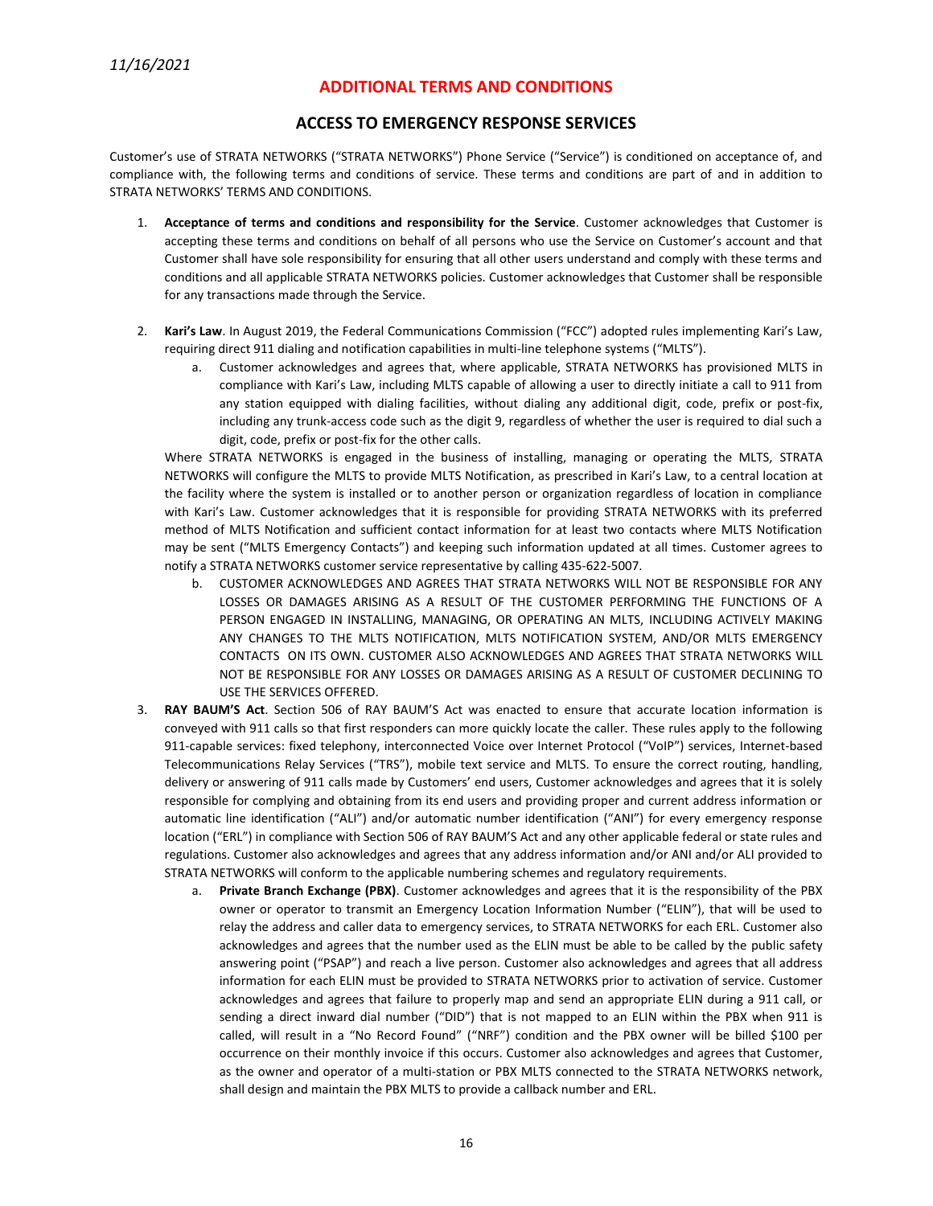*11/16/2021*

## ADDITIONAL TERMS AND CONDITIONS

### ACCESS TO EMERGENCY RESPONSE SERVICES

Customer's use of STRATA NETWORKS ("STRATA NETWORKS") Phone Service ("Service") is conditioned on acceptance of, and compliance with, the following terms and conditions of service. These terms and conditions are part of and in addition to STRATA NETWORKS' TERMS AND CONDITIONS.

1. **Acceptance of terms and conditions and responsibility for the Service**. Customer acknowledges that Customer is accepting these terms and conditions on behalf of all persons who use the Service on Customer's account and that Customer shall have sole responsibility for ensuring that all other users understand and comply with these terms and conditions and all applicable STRATA NETWORKS policies. Customer acknowledges that Customer shall be responsible for any transactions made through the Service.

2. **Kari's Law**. In August 2019, the Federal Communications Commission ("FCC") adopted rules implementing Kari's Law, requiring direct 911 dialing and notification capabilities in multi-line telephone systems ("MLTS").
   a. Customer acknowledges and agrees that, where applicable, STRATA NETWORKS has provisioned MLTS in compliance with Kari's Law, including MLTS capable of allowing a user to directly initiate a call to 911 from any station equipped with dialing facilities, without dialing any additional digit, code, prefix or post-fix, including any trunk-access code such as the digit 9, regardless of whether the user is required to dial such a digit, code, prefix or post-fix for the other calls.

   Where STRATA NETWORKS is engaged in the business of installing, managing or operating the MLTS, STRATA NETWORKS will configure the MLTS to provide MLTS Notification, as prescribed in Kari's Law, to a central location at the facility where the system is installed or to another person or organization regardless of location in compliance with Kari's Law. Customer acknowledges that it is responsible for providing STRATA NETWORKS with its preferred method of MLTS Notification and sufficient contact information for at least two contacts where MLTS Notification may be sent ("MLTS Emergency Contacts") and keeping such information updated at all times. Customer agrees to notify a STRATA NETWORKS customer service representative by calling 435-622-5007.

   b. CUSTOMER ACKNOWLEDGES AND AGREES THAT STRATA NETWORKS WILL NOT BE RESPONSIBLE FOR ANY LOSSES OR DAMAGES ARISING AS A RESULT OF THE CUSTOMER PERFORMING THE FUNCTIONS OF A PERSON ENGAGED IN INSTALLING, MANAGING, OR OPERATING AN MLTS, INCLUDING ACTIVELY MAKING ANY CHANGES TO THE MLTS NOTIFICATION, MLTS NOTIFICATION SYSTEM, AND/OR MLTS EMERGENCY CONTACTS ON ITS OWN. CUSTOMER ALSO ACKNOWLEDGES AND AGREES THAT STRATA NETWORKS WILL NOT BE RESPONSIBLE FOR ANY LOSSES OR DAMAGES ARISING AS A RESULT OF CUSTOMER DECLINING TO USE THE SERVICES OFFERED.

3. **RAY BAUM'S Act**. Section 506 of RAY BAUM'S Act was enacted to ensure that accurate location information is conveyed with 911 calls so that first responders can more quickly locate the caller. These rules apply to the following 911-capable services: fixed telephony, interconnected Voice over Internet Protocol ("VoIP") services, Internet-based Telecommunications Relay Services ("TRS"), mobile text service and MLTS. To ensure the correct routing, handling, delivery or answering of 911 calls made by Customers' end users, Customer acknowledges and agrees that it is solely responsible for complying and obtaining from its end users and providing proper and current address information or automatic line identification ("ALI") and/or automatic number identification ("ANI") for every emergency response location ("ERL") in compliance with Section 506 of RAY BAUM'S Act and any other applicable federal or state rules and regulations. Customer also acknowledges and agrees that any address information and/or ANI and/or ALI provided to STRATA NETWORKS will conform to the applicable numbering schemes and regulatory requirements.
   a. **Private Branch Exchange (PBX)**. Customer acknowledges and agrees that it is the responsibility of the PBX owner or operator to transmit an Emergency Location Information Number ("ELIN"), that will be used to relay the address and caller data to emergency services, to STRATA NETWORKS for each ERL. Customer also acknowledges and agrees that the number used as the ELIN must be able to be called by the public safety answering point ("PSAP") and reach a live person. Customer also acknowledges and agrees that all address information for each ELIN must be provided to STRATA NETWORKS prior to activation of service. Customer acknowledges and agrees that failure to properly map and send an appropriate ELIN during a 911 call, or sending a direct inward dial number ("DID") that is not mapped to an ELIN within the PBX when 911 is called, will result in a "No Record Found" ("NRF") condition and the PBX owner will be billed $100 per occurrence on their monthly invoice if this occurs. Customer also acknowledges and agrees that Customer, as the owner and operator of a multi-station or PBX MLTS connected to the STRATA NETWORKS network, shall design and maintain the PBX MLTS to provide a callback number and ERL.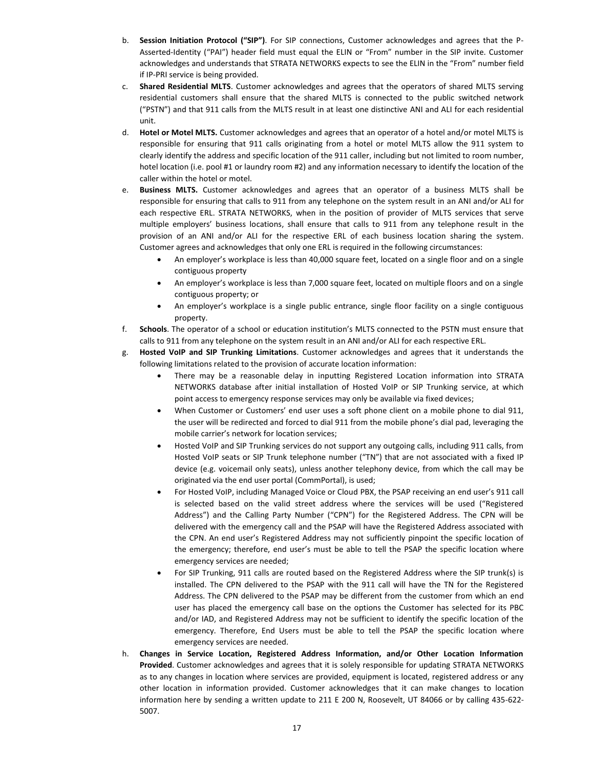b. **Session Initiation Protocol ("SIP")**. For SIP connections, Customer acknowledges and agrees that the P-Asserted-Identity ("PAI") header field must equal the ELIN or "From" number in the SIP invite. Customer acknowledges and understands that STRATA NETWORKS expects to see the ELIN in the "From" number field if IP-PRI service is being provided.

c. **Shared Residential MLTS**. Customer acknowledges and agrees that the operators of shared MLTS serving residential customers shall ensure that the shared MLTS is connected to the public switched network ("PSTN") and that 911 calls from the MLTS result in at least one distinctive ANI and ALI for each residential unit.

d. **Hotel or Motel MLTS.** Customer acknowledges and agrees that an operator of a hotel and/or motel MLTS is responsible for ensuring that 911 calls originating from a hotel or motel MLTS allow the 911 system to clearly identify the address and specific location of the 911 caller, including but not limited to room number, hotel location (i.e. pool #1 or laundry room #2) and any information necessary to identify the location of the caller within the hotel or motel.

e. **Business MLTS.** Customer acknowledges and agrees that an operator of a business MLTS shall be responsible for ensuring that calls to 911 from any telephone on the system result in an ANI and/or ALI for each respective ERL. STRATA NETWORKS, when in the position of provider of MLTS services that serve multiple employers' business locations, shall ensure that calls to 911 from any telephone result in the provision of an ANI and/or ALI for the respective ERL of each business location sharing the system. Customer agrees and acknowledges that only one ERL is required in the following circumstances:
   - An employer's workplace is less than 40,000 square feet, located on a single floor and on a single contiguous property
   - An employer's workplace is less than 7,000 square feet, located on multiple floors and on a single contiguous property; or
   - An employer's workplace is a single public entrance, single floor facility on a single contiguous property.

f. **Schools**. The operator of a school or education institution's MLTS connected to the PSTN must ensure that calls to 911 from any telephone on the system result in an ANI and/or ALI for each respective ERL.

g. **Hosted VoIP and SIP Trunking Limitations**. Customer acknowledges and agrees that it understands the following limitations related to the provision of accurate location information:
   - There may be a reasonable delay in inputting Registered Location information into STRATA NETWORKS database after initial installation of Hosted VoIP or SIP Trunking service, at which point access to emergency response services may only be available via fixed devices;
   - When Customer or Customers' end user uses a soft phone client on a mobile phone to dial 911, the user will be redirected and forced to dial 911 from the mobile phone's dial pad, leveraging the mobile carrier's network for location services;
   - Hosted VoIP and SIP Trunking services do not support any outgoing calls, including 911 calls, from Hosted VoIP seats or SIP Trunk telephone number ("TN") that are not associated with a fixed IP device (e.g. voicemail only seats), unless another telephony device, from which the call may be originated via the end user portal (CommPortal), is used;
   - For Hosted VoIP, including Managed Voice or Cloud PBX, the PSAP receiving an end user's 911 call is selected based on the valid street address where the services will be used ("Registered Address") and the Calling Party Number ("CPN") for the Registered Address. The CPN will be delivered with the emergency call and the PSAP will have the Registered Address associated with the CPN. An end user's Registered Address may not sufficiently pinpoint the specific location of the emergency; therefore, end user's must be able to tell the PSAP the specific location where emergency services are needed;
   - For SIP Trunking, 911 calls are routed based on the Registered Address where the SIP trunk(s) is installed. The CPN delivered to the PSAP with the 911 call will have the TN for the Registered Address. The CPN delivered to the PSAP may be different from the customer from which an end user has placed the emergency call base on the options the Customer has selected for its PBC and/or IAD, and Registered Address may not be sufficient to identify the specific location of the emergency. Therefore, End Users must be able to tell the PSAP the specific location where emergency services are needed.

h. **Changes in Service Location, Registered Address Information, and/or Other Location Information Provided**. Customer acknowledges and agrees that it is solely responsible for updating STRATA NETWORKS as to any changes in location where services are provided, equipment is located, registered address or any other location in information provided. Customer acknowledges that it can make changes to location information here by sending a written update to 211 E 200 N, Roosevelt, UT 84066 or by calling 435-622-5007.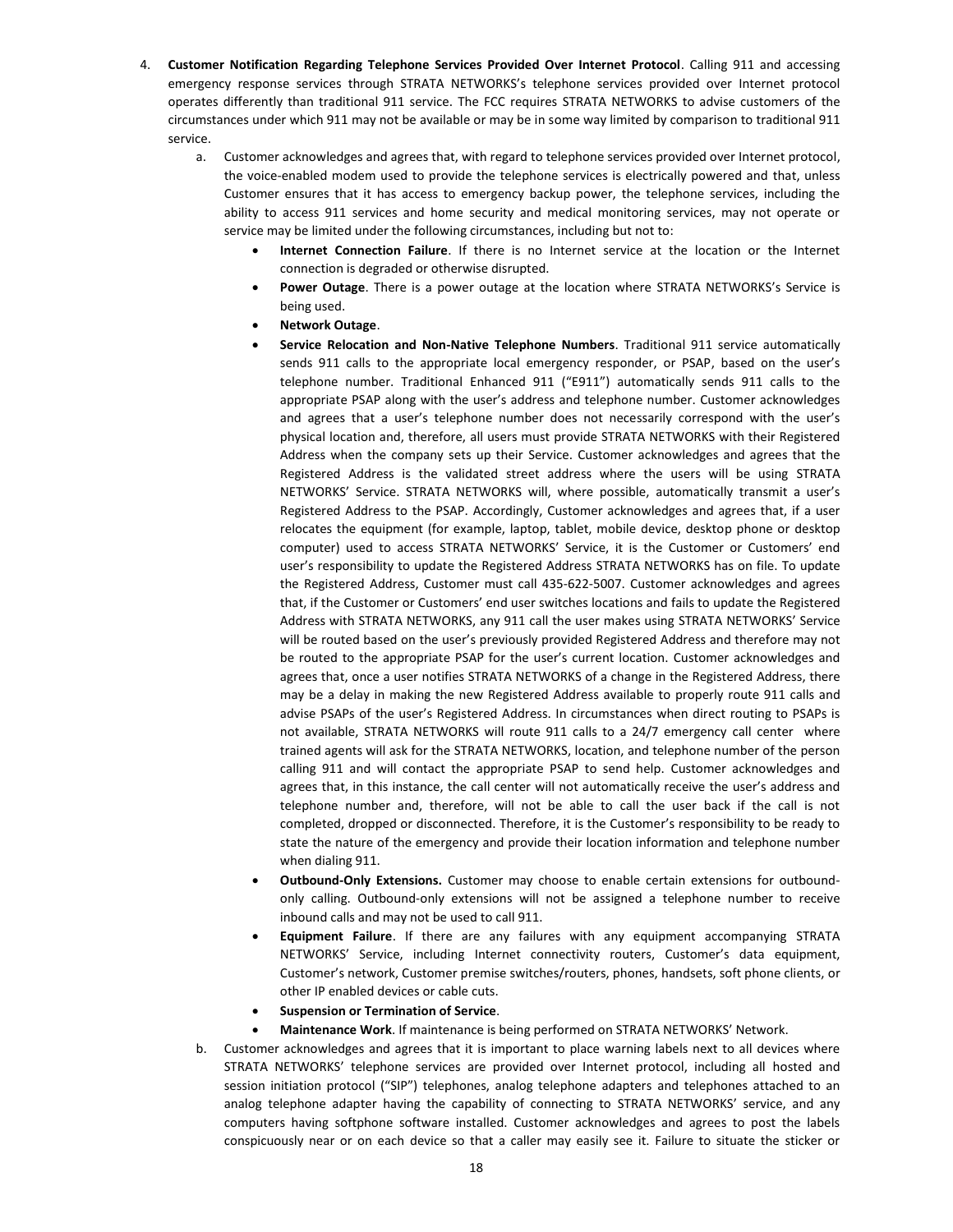4. **Customer Notification Regarding Telephone Services Provided Over Internet Protocol**. Calling 911 and accessing emergency response services through STRATA NETWORKS's telephone services provided over Internet protocol operates differently than traditional 911 service. The FCC requires STRATA NETWORKS to advise customers of the circumstances under which 911 may not be available or may be in some way limited by comparison to traditional 911 service.

   a. Customer acknowledges and agrees that, with regard to telephone services provided over Internet protocol, the voice-enabled modem used to provide the telephone services is electrically powered and that, unless Customer ensures that it has access to emergency backup power, the telephone services, including the ability to access 911 services and home security and medical monitoring services, may not operate or service may be limited under the following circumstances, including but not to:

      - **Internet Connection Failure**. If there is no Internet service at the location or the Internet connection is degraded or otherwise disrupted.
      - **Power Outage**. There is a power outage at the location where STRATA NETWORKS's Service is being used.
      - **Network Outage**.
      - **Service Relocation and Non-Native Telephone Numbers**. Traditional 911 service automatically sends 911 calls to the appropriate local emergency responder, or PSAP, based on the user's telephone number. Traditional Enhanced 911 ("E911") automatically sends 911 calls to the appropriate PSAP along with the user's address and telephone number. Customer acknowledges and agrees that a user's telephone number does not necessarily correspond with the user's physical location and, therefore, all users must provide STRATA NETWORKS with their Registered Address when the company sets up their Service. Customer acknowledges and agrees that the Registered Address is the validated street address where the users will be using STRATA NETWORKS' Service. STRATA NETWORKS will, where possible, automatically transmit a user's Registered Address to the PSAP. Accordingly, Customer acknowledges and agrees that, if a user relocates the equipment (for example, laptop, tablet, mobile device, desktop phone or desktop computer) used to access STRATA NETWORKS' Service, it is the Customer or Customers' end user's responsibility to update the Registered Address STRATA NETWORKS has on file. To update the Registered Address, Customer must call 435-622-5007. Customer acknowledges and agrees that, if the Customer or Customers' end user switches locations and fails to update the Registered Address with STRATA NETWORKS, any 911 call the user makes using STRATA NETWORKS' Service will be routed based on the user's previously provided Registered Address and therefore may not be routed to the appropriate PSAP for the user's current location. Customer acknowledges and agrees that, once a user notifies STRATA NETWORKS of a change in the Registered Address, there may be a delay in making the new Registered Address available to properly route 911 calls and advise PSAPs of the user's Registered Address. In circumstances when direct routing to PSAPs is not available, STRATA NETWORKS will route 911 calls to a 24/7 emergency call center where trained agents will ask for the STRATA NETWORKS, location, and telephone number of the person calling 911 and will contact the appropriate PSAP to send help. Customer acknowledges and agrees that, in this instance, the call center will not automatically receive the user's address and telephone number and, therefore, will not be able to call the user back if the call is not completed, dropped or disconnected. Therefore, it is the Customer's responsibility to be ready to state the nature of the emergency and provide their location information and telephone number when dialing 911.
      - **Outbound-Only Extensions.** Customer may choose to enable certain extensions for outbound-only calling. Outbound-only extensions will not be assigned a telephone number to receive inbound calls and may not be used to call 911.
      - **Equipment Failure**. If there are any failures with any equipment accompanying STRATA NETWORKS' Service, including Internet connectivity routers, Customer's data equipment, Customer's network, Customer premise switches/routers, phones, handsets, soft phone clients, or other IP enabled devices or cable cuts.
      - **Suspension or Termination of Service**.
      - **Maintenance Work**. If maintenance is being performed on STRATA NETWORKS' Network.

   b. Customer acknowledges and agrees that it is important to place warning labels next to all devices where STRATA NETWORKS' telephone services are provided over Internet protocol, including all hosted and session initiation protocol ("SIP") telephones, analog telephone adapters and telephones attached to an analog telephone adapter having the capability of connecting to STRATA NETWORKS' service, and any computers having softphone software installed. Customer acknowledges and agrees to post the labels conspicuously near or on each device so that a caller may easily see it. Failure to situate the sticker or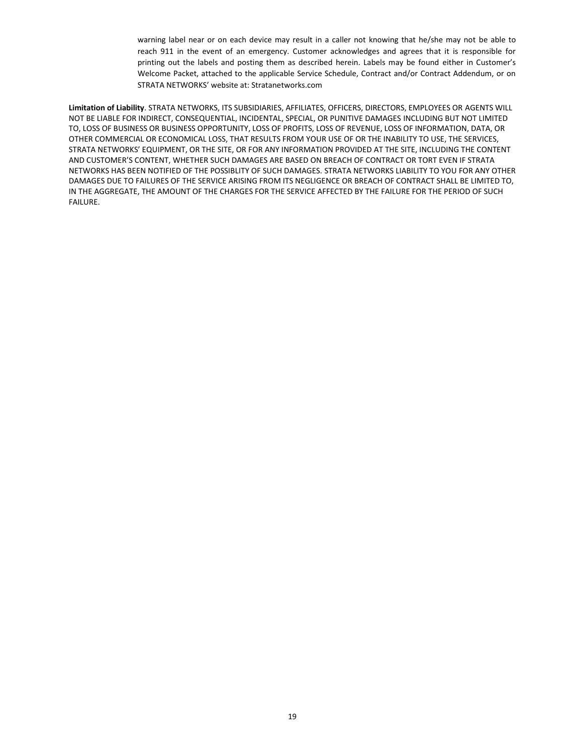warning label near or on each device may result in a caller not knowing that he/she may not be able to reach 911 in the event of an emergency. Customer acknowledges and agrees that it is responsible for printing out the labels and posting them as described herein. Labels may be found either in Customer's Welcome Packet, attached to the applicable Service Schedule, Contract and/or Contract Addendum, or on STRATA NETWORKS' website at: Stratanetworks.com

**Limitation of Liability**. STRATA NETWORKS, ITS SUBSIDIARIES, AFFILIATES, OFFICERS, DIRECTORS, EMPLOYEES OR AGENTS WILL NOT BE LIABLE FOR INDIRECT, CONSEQUENTIAL, INCIDENTAL, SPECIAL, OR PUNITIVE DAMAGES INCLUDING BUT NOT LIMITED TO, LOSS OF BUSINESS OR BUSINESS OPPORTUNITY, LOSS OF PROFITS, LOSS OF REVENUE, LOSS OF INFORMATION, DATA, OR OTHER COMMERCIAL OR ECONOMICAL LOSS, THAT RESULTS FROM YOUR USE OF OR THE INABILITY TO USE, THE SERVICES, STRATA NETWORKS' EQUIPMENT, OR THE SITE, OR FOR ANY INFORMATION PROVIDED AT THE SITE, INCLUDING THE CONTENT AND CUSTOMER'S CONTENT, WHETHER SUCH DAMAGES ARE BASED ON BREACH OF CONTRACT OR TORT EVEN IF STRATA NETWORKS HAS BEEN NOTIFIED OF THE POSSIBLITY OF SUCH DAMAGES. STRATA NETWORKS LIABILITY TO YOU FOR ANY OTHER DAMAGES DUE TO FAILURES OF THE SERVICE ARISING FROM ITS NEGLIGENCE OR BREACH OF CONTRACT SHALL BE LIMITED TO, IN THE AGGREGATE, THE AMOUNT OF THE CHARGES FOR THE SERVICE AFFECTED BY THE FAILURE FOR THE PERIOD OF SUCH FAILURE.